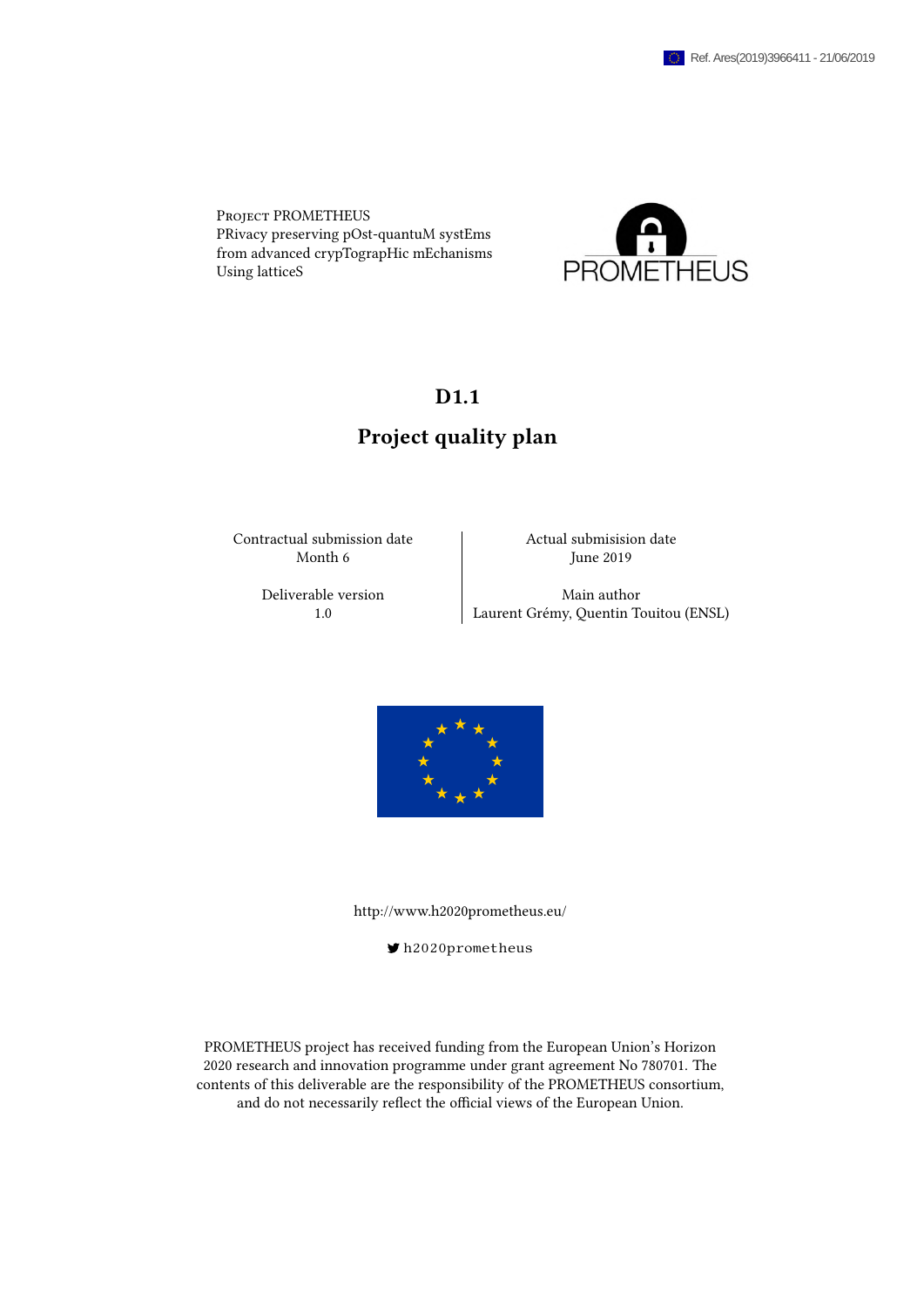Ref. Ares(2019)3966411 - 21/06/2019

Project PROMETHEUS
PRivacy preserving pOst-quantuM systEms
from advanced crypTograpHic mEchanisms
Using latticeS

PROMETHEUS

# D1.1

# Project quality plan

| Contractual submission date | Actual submisision date |
|---|---|
| Month 6 | June 2019 |
| Deliverable version | Main author |
| 1.0 | Laurent Grémy, Quentin Touitou (ENSL) |

http://www.h2020prometheus.eu/

h2020prometheus

PROMETHEUS project has received funding from the European Union's Horizon 2020 research and innovation programme under grant agreement No 780701. The contents of this deliverable are the responsibility of the PROMETHEUS consortium, and do not necessarily reflect the official views of the European Union.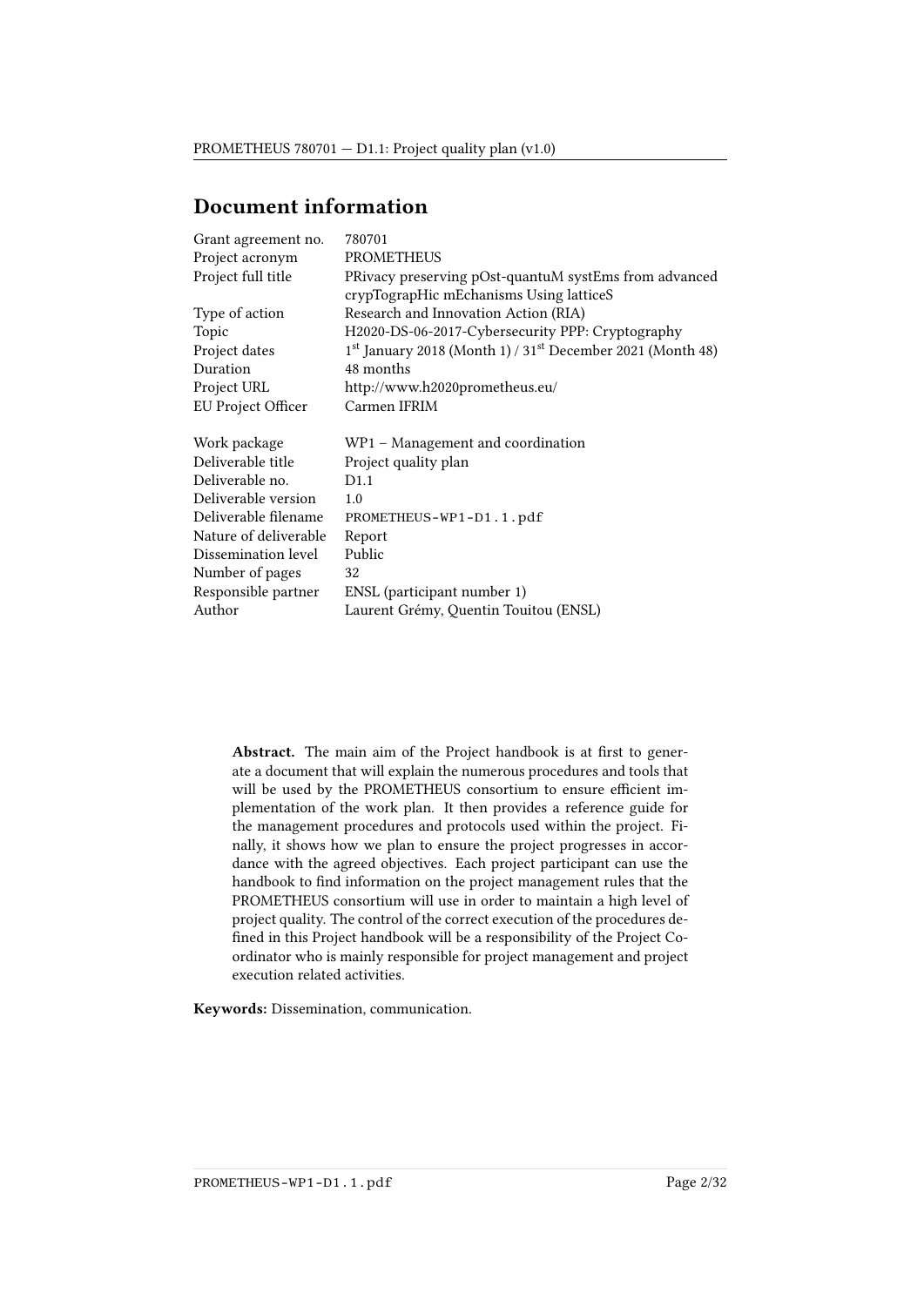# Document information

| | |
|---|---|
| Grant agreement no. | 780701 |
| Project acronym | PROMETHEUS |
| Project full title | PRivacy preserving pOst-quantuM systEms from advanced crypTograpHic mEchanisms Using latticeS |
| Type of action | Research and Innovation Action (RIA) |
| Topic | H2020-DS-06-2017-Cybersecurity PPP: Cryptography |
| Project dates | 1st January 2018 (Month 1) / 31st December 2021 (Month 48) |
| Duration | 48 months |
| Project URL | http://www.h2020prometheus.eu/ |
| EU Project Officer | Carmen IFRIM |

| | |
|---|---|
| Work package | WP1 – Management and coordination |
| Deliverable title | Project quality plan |
| Deliverable no. | D1.1 |
| Deliverable version | 1.0 |
| Deliverable filename | PROMETHEUS-WP1-D1.1.pdf |
| Nature of deliverable | Report |
| Dissemination level | Public |
| Number of pages | 32 |
| Responsible partner | ENSL (participant number 1) |
| Author | Laurent Grémy, Quentin Touitou (ENSL) |

**Abstract.** The main aim of the Project handbook is at first to generate a document that will explain the numerous procedures and tools that will be used by the PROMETHEUS consortium to ensure efficient implementation of the work plan. It then provides a reference guide for the management procedures and protocols used within the project. Finally, it shows how we plan to ensure the project progresses in accordance with the agreed objectives. Each project participant can use the handbook to find information on the project management rules that the PROMETHEUS consortium will use in order to maintain a high level of project quality. The control of the correct execution of the procedures defined in this Project handbook will be a responsibility of the Project Coordinator who is mainly responsible for project management and project execution related activities.

**Keywords:** Dissemination, communication.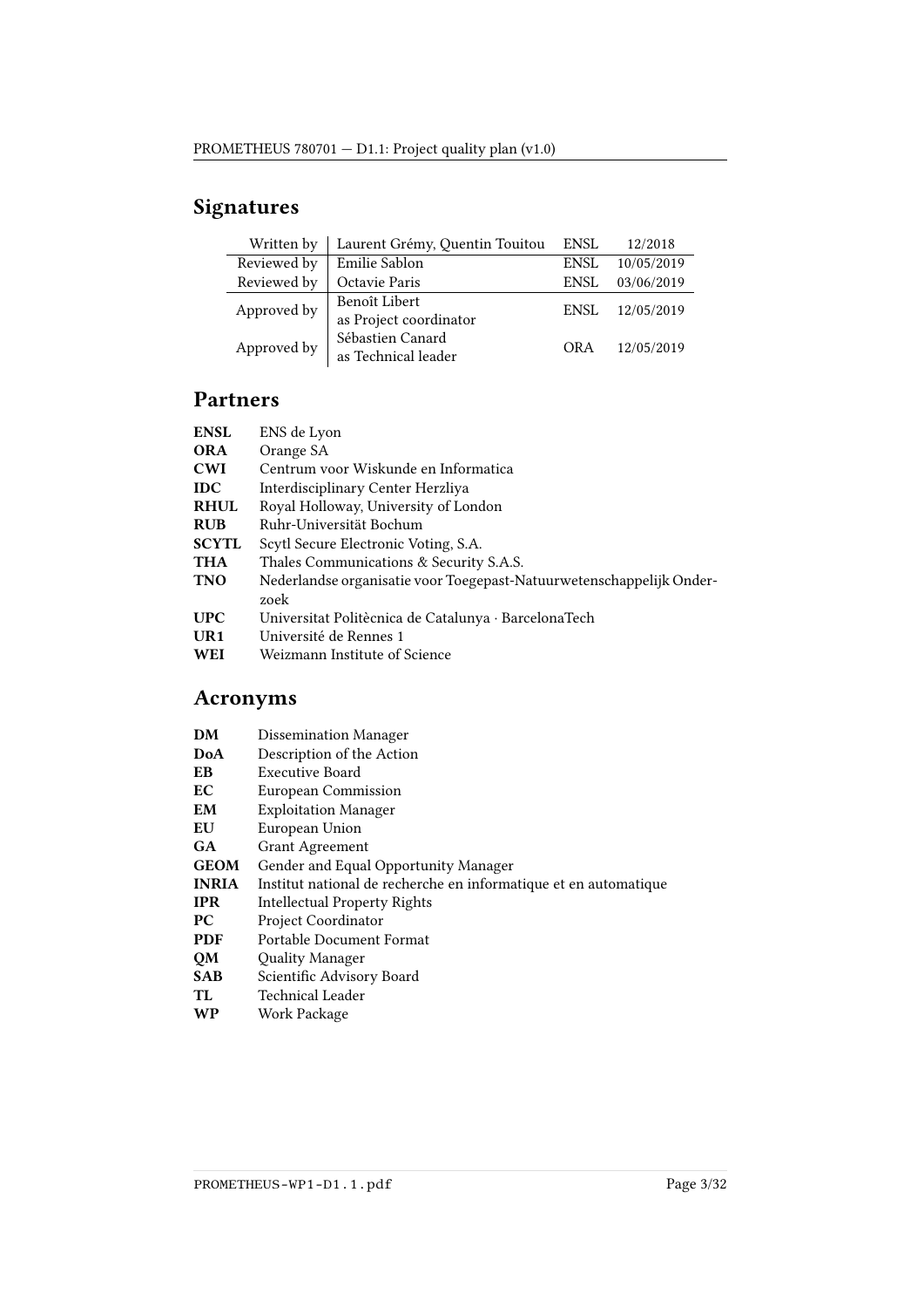## Signatures

| | | | |
|---|---|---|---|
| Written by | Laurent Grémy, Quentin Touitou | ENSL | 12/2018 |
| Reviewed by | Emilie Sablon | ENSL | 10/05/2019 |
| Reviewed by | Octavie Paris | ENSL | 03/06/2019 |
| Approved by | Benoît Libert<br>as Project coordinator | ENSL | 12/05/2019 |
| Approved by | Sébastien Canard<br>as Technical leader | ORA | 12/05/2019 |

## Partners

| | |
|---|---|
| **ENSL** | ENS de Lyon |
| **ORA** | Orange SA |
| **CWI** | Centrum voor Wiskunde en Informatica |
| **IDC** | Interdisciplinary Center Herzliya |
| **RHUL** | Royal Holloway, University of London |
| **RUB** | Ruhr-Universität Bochum |
| **SCYTL** | Scytl Secure Electronic Voting, S.A. |
| **THA** | Thales Communications & Security S.A.S. |
| **TNO** | Nederlandse organisatie voor Toegepast-Natuurwetenschappelijk Onderzoek |
| **UPC** | Universitat Politècnica de Catalunya · BarcelonaTech |
| **UR1** | Université de Rennes 1 |
| **WEI** | Weizmann Institute of Science |

## Acronyms

| | |
|---|---|
| **DM** | Dissemination Manager |
| **DoA** | Description of the Action |
| **EB** | Executive Board |
| **EC** | European Commission |
| **EM** | Exploitation Manager |
| **EU** | European Union |
| **GA** | Grant Agreement |
| **GEOM** | Gender and Equal Opportunity Manager |
| **INRIA** | Institut national de recherche en informatique et en automatique |
| **IPR** | Intellectual Property Rights |
| **PC** | Project Coordinator |
| **PDF** | Portable Document Format |
| **QM** | Quality Manager |
| **SAB** | Scientific Advisory Board |
| **TL** | Technical Leader |
| **WP** | Work Package |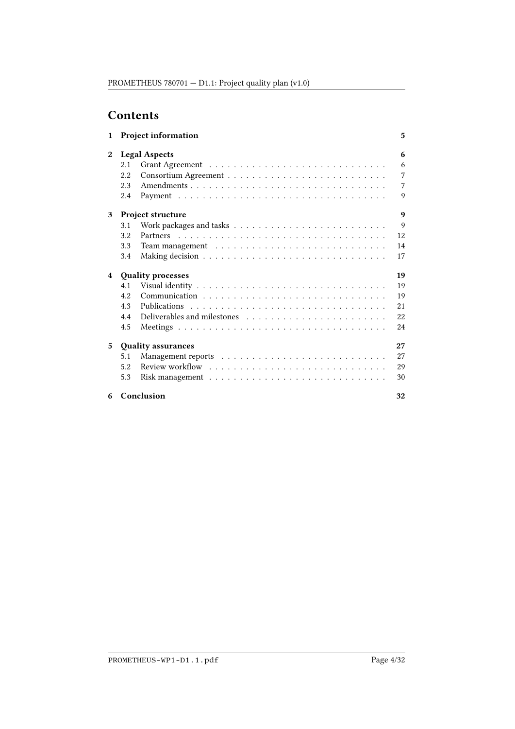# Contents

1 **Project information** — 5

2 **Legal Aspects** — 6
- 2.1 Grant Agreement — 6
- 2.2 Consortium Agreement — 7
- 2.3 Amendments — 7
- 2.4 Payment — 9

3 **Project structure** — 9
- 3.1 Work packages and tasks — 9
- 3.2 Partners — 12
- 3.3 Team management — 14
- 3.4 Making decision — 17

4 **Quality processes** — 19
- 4.1 Visual identity — 19
- 4.2 Communication — 19
- 4.3 Publications — 21
- 4.4 Deliverables and milestones — 22
- 4.5 Meetings — 24

5 **Quality assurances** — 27
- 5.1 Management reports — 27
- 5.2 Review workflow — 29
- 5.3 Risk management — 30

6 **Conclusion** — 32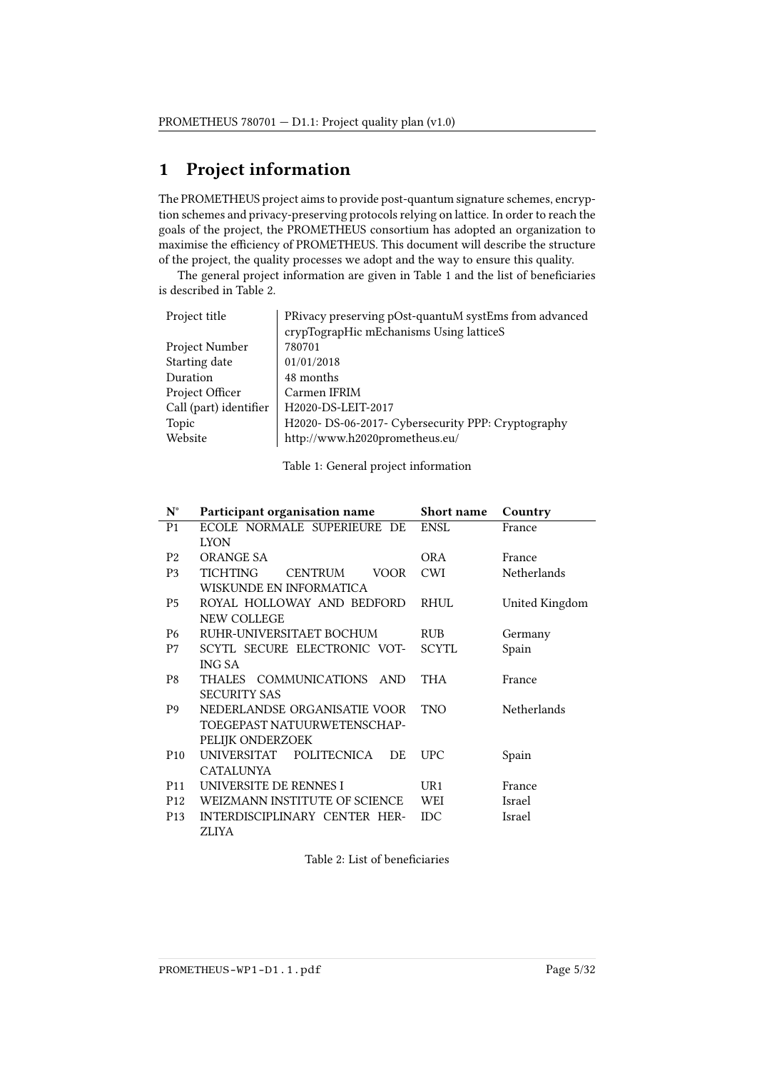# 1 Project information

The PROMETHEUS project aims to provide post-quantum signature schemes, encryption schemes and privacy-preserving protocols relying on lattice. In order to reach the goals of the project, the PROMETHEUS consortium has adopted an organization to maximise the efficiency of PROMETHEUS. This document will describe the structure of the project, the quality processes we adopt and the way to ensure this quality.

The general project information are given in Table 1 and the list of beneficiaries is described in Table 2.

| | |
|---|---|
| Project title | PRivacy preserving pOst-quantuM systEms from advanced crypTograpHic mEchanisms Using latticeS |
| Project Number | 780701 |
| Starting date | 01/01/2018 |
| Duration | 48 months |
| Project Officer | Carmen IFRIM |
| Call (part) identifier | H2020-DS-LEIT-2017 |
| Topic | H2020- DS-06-2017- Cybersecurity PPP: Cryptography |
| Website | http://www.h2020prometheus.eu/ |

Table 1: General project information

| N° | Participant organisation name | Short name | Country |
|---|---|---|---|
| P1 | ECOLE NORMALE SUPERIEURE DE LYON | ENSL | France |
| P2 | ORANGE SA | ORA | France |
| P3 | TICHTING CENTRUM VOOR WISKUNDE EN INFORMATICA | CWI | Netherlands |
| P5 | ROYAL HOLLOWAY AND BEDFORD NEW COLLEGE | RHUL | United Kingdom |
| P6 | RUHR-UNIVERSITAET BOCHUM | RUB | Germany |
| P7 | SCYTL SECURE ELECTRONIC VOTING SA | SCYTL | Spain |
| P8 | THALES COMMUNICATIONS AND SECURITY SAS | THA | France |
| P9 | NEDERLANDSE ORGANISATIE VOOR TOEGEPAST NATUURWETENSCHAPPELIJK ONDERZOEK | TNO | Netherlands |
| P10 | UNIVERSITAT POLITECNICA DE CATALUNYA | UPC | Spain |
| P11 | UNIVERSITE DE RENNES I | UR1 | France |
| P12 | WEIZMANN INSTITUTE OF SCIENCE | WEI | Israel |
| P13 | INTERDISCIPLINARY CENTER HERZLIYA | IDC | Israel |

Table 2: List of beneficiaries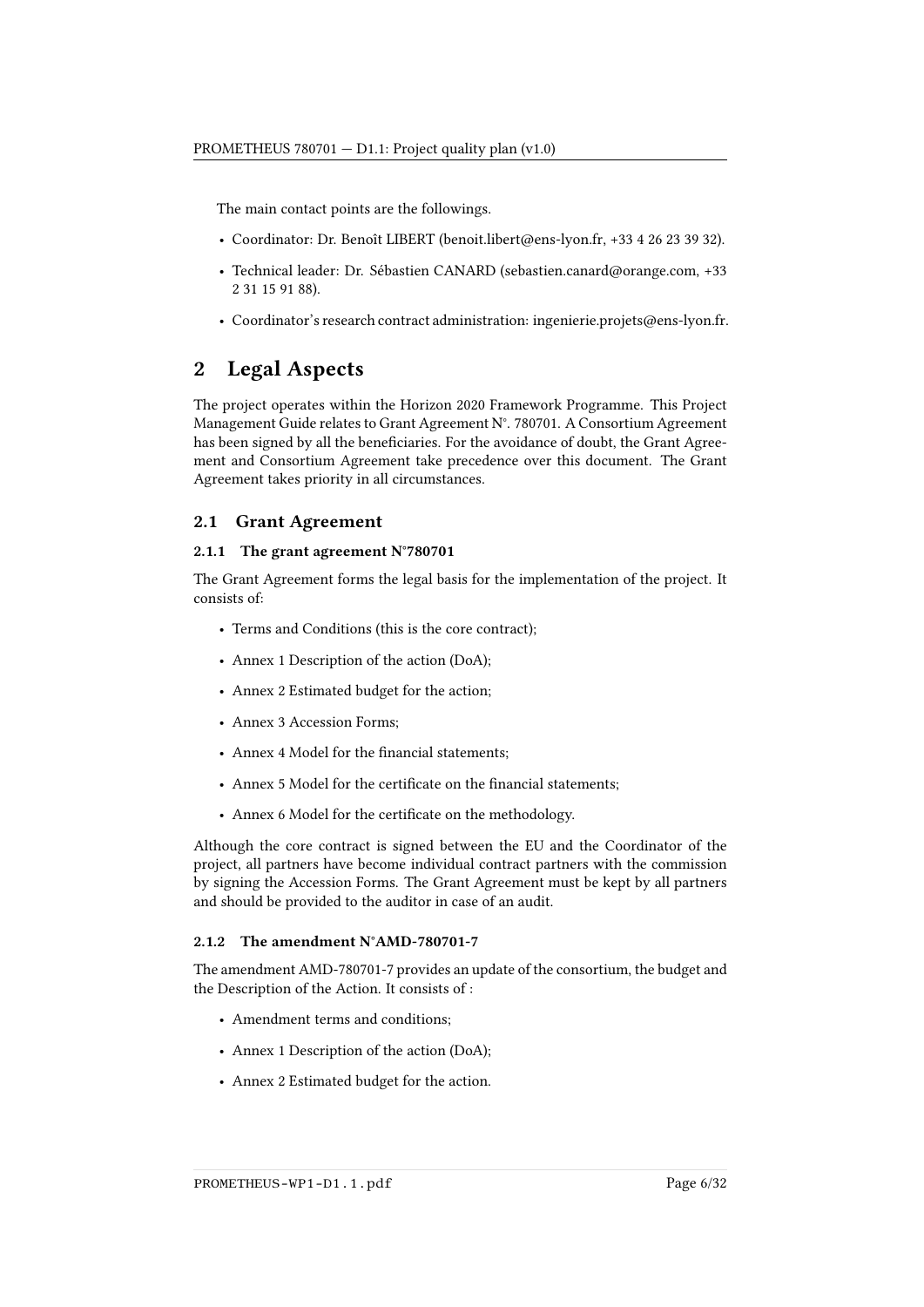The main contact points are the followings.

- Coordinator: Dr. Benoît LIBERT (benoit.libert@ens-lyon.fr, +33 4 26 23 39 32).
- Technical leader: Dr. Sébastien CANARD (sebastien.canard@orange.com, +33 2 31 15 91 88).
- Coordinator's research contract administration: ingenierie.projets@ens-lyon.fr.

# 2 Legal Aspects

The project operates within the Horizon 2020 Framework Programme. This Project Management Guide relates to Grant Agreement N°. 780701. A Consortium Agreement has been signed by all the beneficiaries. For the avoidance of doubt, the Grant Agreement and Consortium Agreement take precedence over this document. The Grant Agreement takes priority in all circumstances.

## 2.1 Grant Agreement

### 2.1.1 The grant agreement N°780701

The Grant Agreement forms the legal basis for the implementation of the project. It consists of:

- Terms and Conditions (this is the core contract);
- Annex 1 Description of the action (DoA);
- Annex 2 Estimated budget for the action;
- Annex 3 Accession Forms;
- Annex 4 Model for the financial statements;
- Annex 5 Model for the certificate on the financial statements;
- Annex 6 Model for the certificate on the methodology.

Although the core contract is signed between the EU and the Coordinator of the project, all partners have become individual contract partners with the commission by signing the Accession Forms. The Grant Agreement must be kept by all partners and should be provided to the auditor in case of an audit.

### 2.1.2 The amendment N°AMD-780701-7

The amendment AMD-780701-7 provides an update of the consortium, the budget and the Description of the Action. It consists of :

- Amendment terms and conditions;
- Annex 1 Description of the action (DoA);
- Annex 2 Estimated budget for the action.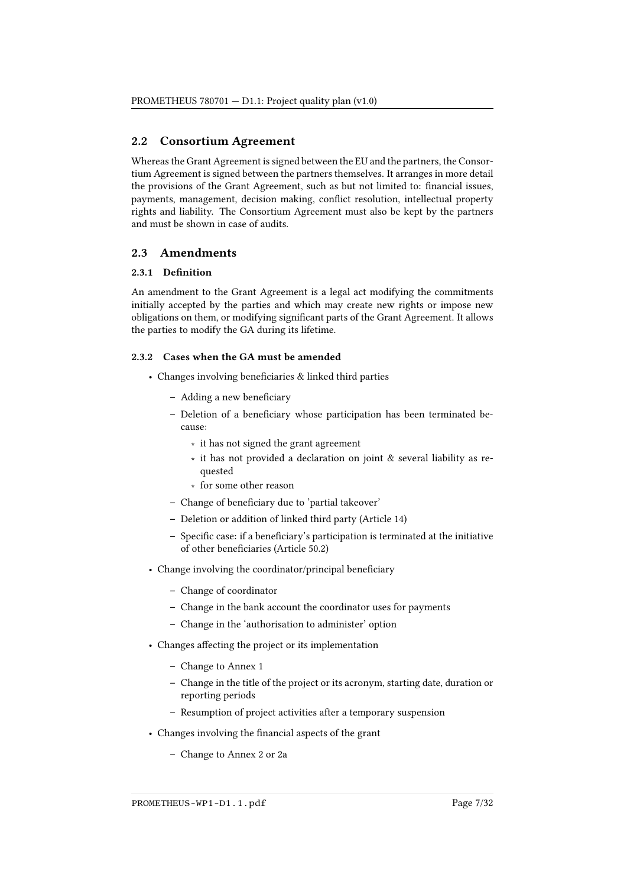## 2.2 Consortium Agreement

Whereas the Grant Agreement is signed between the EU and the partners, the Consortium Agreement is signed between the partners themselves. It arranges in more detail the provisions of the Grant Agreement, such as but not limited to: financial issues, payments, management, decision making, conflict resolution, intellectual property rights and liability. The Consortium Agreement must also be kept by the partners and must be shown in case of audits.

## 2.3 Amendments

### 2.3.1 Definition

An amendment to the Grant Agreement is a legal act modifying the commitments initially accepted by the parties and which may create new rights or impose new obligations on them, or modifying significant parts of the Grant Agreement. It allows the parties to modify the GA during its lifetime.

### 2.3.2 Cases when the GA must be amended

- Changes involving beneficiaries & linked third parties
  - Adding a new beneficiary
  - Deletion of a beneficiary whose participation has been terminated because:
    - it has not signed the grant agreement
    - it has not provided a declaration on joint & several liability as requested
    - for some other reason
  - Change of beneficiary due to 'partial takeover'
  - Deletion or addition of linked third party (Article 14)
  - Specific case: if a beneficiary's participation is terminated at the initiative of other beneficiaries (Article 50.2)
- Change involving the coordinator/principal beneficiary
  - Change of coordinator
  - Change in the bank account the coordinator uses for payments
  - Change in the 'authorisation to administer' option
- Changes affecting the project or its implementation
  - Change to Annex 1
  - Change in the title of the project or its acronym, starting date, duration or reporting periods
  - Resumption of project activities after a temporary suspension
- Changes involving the financial aspects of the grant
  - Change to Annex 2 or 2a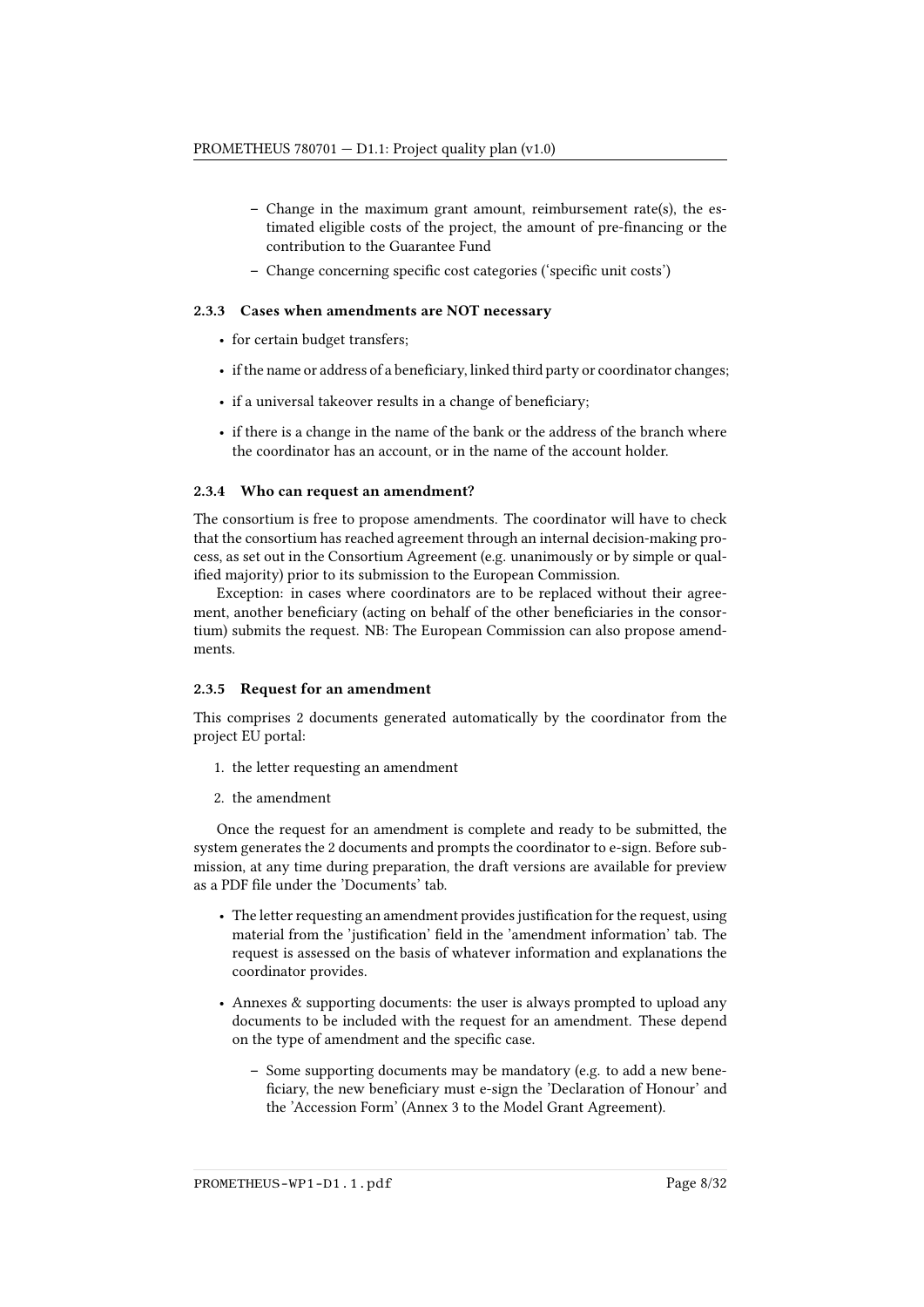- Change in the maximum grant amount, reimbursement rate(s), the estimated eligible costs of the project, the amount of pre-financing or the contribution to the Guarantee Fund
  - Change concerning specific cost categories ('specific unit costs')

#### 2.3.3 Cases when amendments are NOT necessary

- for certain budget transfers;
- if the name or address of a beneficiary, linked third party or coordinator changes;
- if a universal takeover results in a change of beneficiary;
- if there is a change in the name of the bank or the address of the branch where the coordinator has an account, or in the name of the account holder.

#### 2.3.4 Who can request an amendment?

The consortium is free to propose amendments. The coordinator will have to check that the consortium has reached agreement through an internal decision-making process, as set out in the Consortium Agreement (e.g. unanimously or by simple or qualified majority) prior to its submission to the European Commission.

Exception: in cases where coordinators are to be replaced without their agreement, another beneficiary (acting on behalf of the other beneficiaries in the consortium) submits the request. NB: The European Commission can also propose amendments.

#### 2.3.5 Request for an amendment

This comprises 2 documents generated automatically by the coordinator from the project EU portal:

1. the letter requesting an amendment
2. the amendment

Once the request for an amendment is complete and ready to be submitted, the system generates the 2 documents and prompts the coordinator to e-sign. Before submission, at any time during preparation, the draft versions are available for preview as a PDF file under the 'Documents' tab.

- The letter requesting an amendment provides justification for the request, using material from the 'justification' field in the 'amendment information' tab. The request is assessed on the basis of whatever information and explanations the coordinator provides.
- Annexes & supporting documents: the user is always prompted to upload any documents to be included with the request for an amendment. These depend on the type of amendment and the specific case.
  - Some supporting documents may be mandatory (e.g. to add a new beneficiary, the new beneficiary must e-sign the 'Declaration of Honour' and the 'Accession Form' (Annex 3 to the Model Grant Agreement).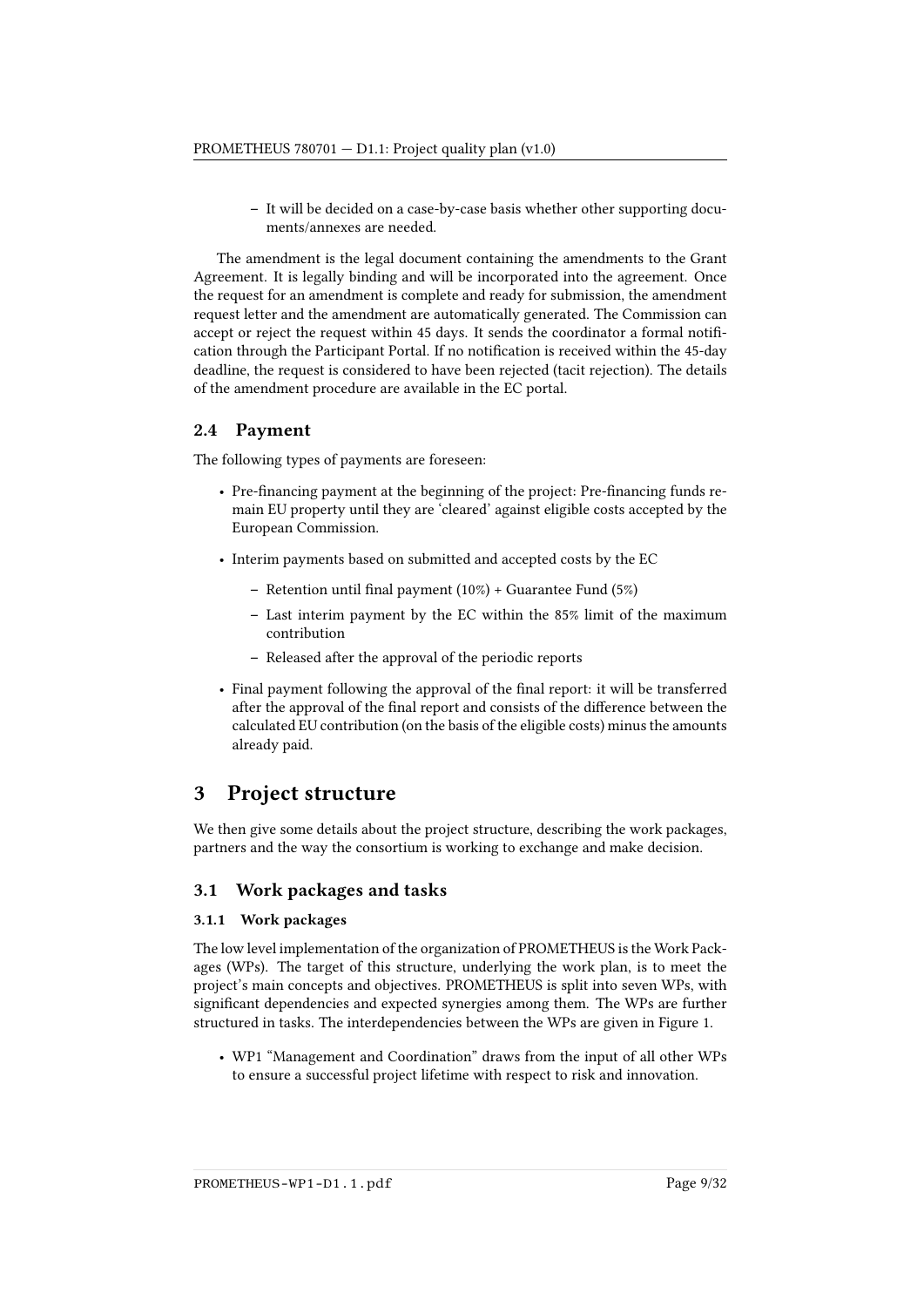- It will be decided on a case-by-case basis whether other supporting documents/annexes are needed.

The amendment is the legal document containing the amendments to the Grant Agreement. It is legally binding and will be incorporated into the agreement. Once the request for an amendment is complete and ready for submission, the amendment request letter and the amendment are automatically generated. The Commission can accept or reject the request within 45 days. It sends the coordinator a formal notification through the Participant Portal. If no notification is received within the 45-day deadline, the request is considered to have been rejected (tacit rejection). The details of the amendment procedure are available in the EC portal.

## 2.4 Payment

The following types of payments are foreseen:

- Pre-financing payment at the beginning of the project: Pre-financing funds remain EU property until they are 'cleared' against eligible costs accepted by the European Commission.
- Interim payments based on submitted and accepted costs by the EC
  - Retention until final payment (10%) + Guarantee Fund (5%)
  - Last interim payment by the EC within the 85% limit of the maximum contribution
  - Released after the approval of the periodic reports
- Final payment following the approval of the final report: it will be transferred after the approval of the final report and consists of the difference between the calculated EU contribution (on the basis of the eligible costs) minus the amounts already paid.

# 3 Project structure

We then give some details about the project structure, describing the work packages, partners and the way the consortium is working to exchange and make decision.

## 3.1 Work packages and tasks

### 3.1.1 Work packages

The low level implementation of the organization of PROMETHEUS is the Work Packages (WPs). The target of this structure, underlying the work plan, is to meet the project's main concepts and objectives. PROMETHEUS is split into seven WPs, with significant dependencies and expected synergies among them. The WPs are further structured in tasks. The interdependencies between the WPs are given in Figure 1.

- WP1 "Management and Coordination" draws from the input of all other WPs to ensure a successful project lifetime with respect to risk and innovation.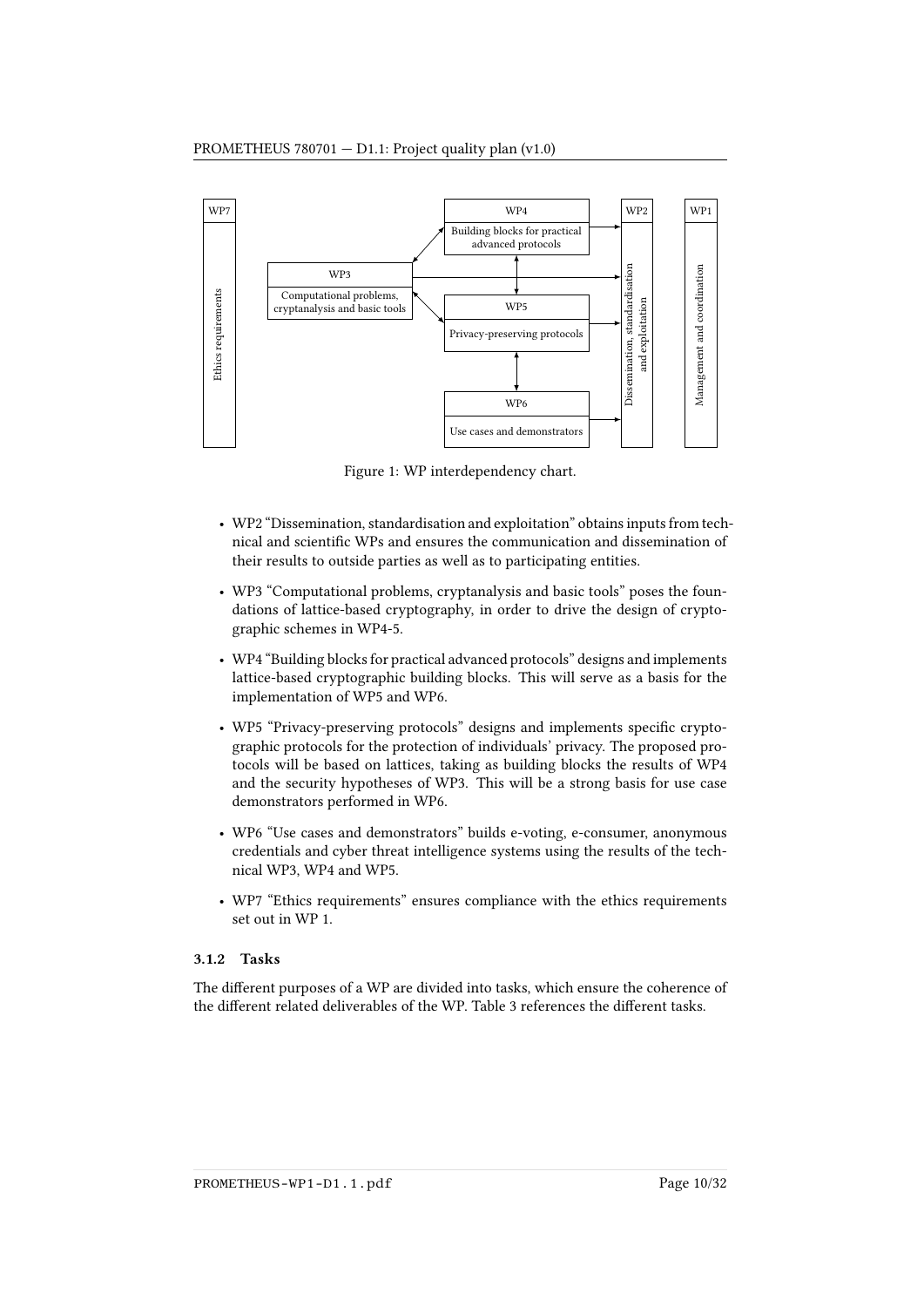Figure 1: WP interdependency chart.

- WP2 "Dissemination, standardisation and exploitation" obtains inputs from technical and scientific WPs and ensures the communication and dissemination of their results to outside parties as well as to participating entities.
- WP3 "Computational problems, cryptanalysis and basic tools" poses the foundations of lattice-based cryptography, in order to drive the design of cryptographic schemes in WP4-5.
- WP4 "Building blocks for practical advanced protocols" designs and implements lattice-based cryptographic building blocks. This will serve as a basis for the implementation of WP5 and WP6.
- WP5 "Privacy-preserving protocols" designs and implements specific cryptographic protocols for the protection of individuals' privacy. The proposed protocols will be based on lattices, taking as building blocks the results of WP4 and the security hypotheses of WP3. This will be a strong basis for use case demonstrators performed in WP6.
- WP6 "Use cases and demonstrators" builds e-voting, e-consumer, anonymous credentials and cyber threat intelligence systems using the results of the technical WP3, WP4 and WP5.
- WP7 "Ethics requirements" ensures compliance with the ethics requirements set out in WP 1.

### 3.1.2 Tasks

The different purposes of a WP are divided into tasks, which ensure the coherence of the different related deliverables of the WP. Table 3 references the different tasks.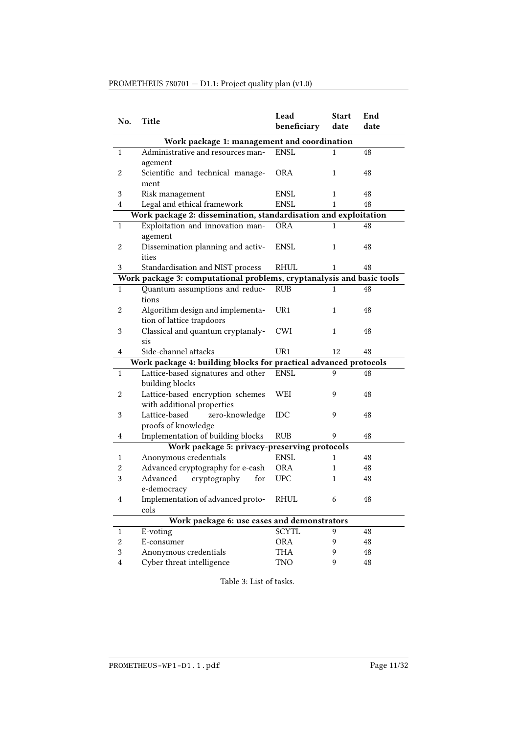| No. | Title | Lead beneficiary | Start date | End date |
|---|---|---|---|---|
| **Work package 1: management and coordination** | | | | |
| 1 | Administrative and resources management | ENSL | 1 | 48 |
| 2 | Scientific and technical management | ORA | 1 | 48 |
| 3 | Risk management | ENSL | 1 | 48 |
| 4 | Legal and ethical framework | ENSL | 1 | 48 |
| **Work package 2: dissemination, standardisation and exploitation** | | | | |
| 1 | Exploitation and innovation management | ORA | 1 | 48 |
| 2 | Dissemination planning and activities | ENSL | 1 | 48 |
| 3 | Standardisation and NIST process | RHUL | 1 | 48 |
| **Work package 3: computational problems, cryptanalysis and basic tools** | | | | |
| 1 | Quantum assumptions and reductions | RUB | 1 | 48 |
| 2 | Algorithm design and implementation of lattice trapdoors | UR1 | 1 | 48 |
| 3 | Classical and quantum cryptanalysis | CWI | 1 | 48 |
| 4 | Side-channel attacks | UR1 | 12 | 48 |
| **Work package 4: building blocks for practical advanced protocols** | | | | |
| 1 | Lattice-based signatures and other building blocks | ENSL | 9 | 48 |
| 2 | Lattice-based encryption schemes with additional properties | WEI | 9 | 48 |
| 3 | Lattice-based zero-knowledge proofs of knowledge | IDC | 9 | 48 |
| 4 | Implementation of building blocks | RUB | 9 | 48 |
| **Work package 5: privacy-preserving protocols** | | | | |
| 1 | Anonymous credentials | ENSL | 1 | 48 |
| 2 | Advanced cryptography for e-cash | ORA | 1 | 48 |
| 3 | Advanced cryptography for e-democracy | UPC | 1 | 48 |
| 4 | Implementation of advanced protocols | RHUL | 6 | 48 |
| **Work package 6: use cases and demonstrators** | | | | |
| 1 | E-voting | SCYTL | 9 | 48 |
| 2 | E-consumer | ORA | 9 | 48 |
| 3 | Anonymous credentials | THA | 9 | 48 |
| 4 | Cyber threat intelligence | TNO | 9 | 48 |

Table 3: List of tasks.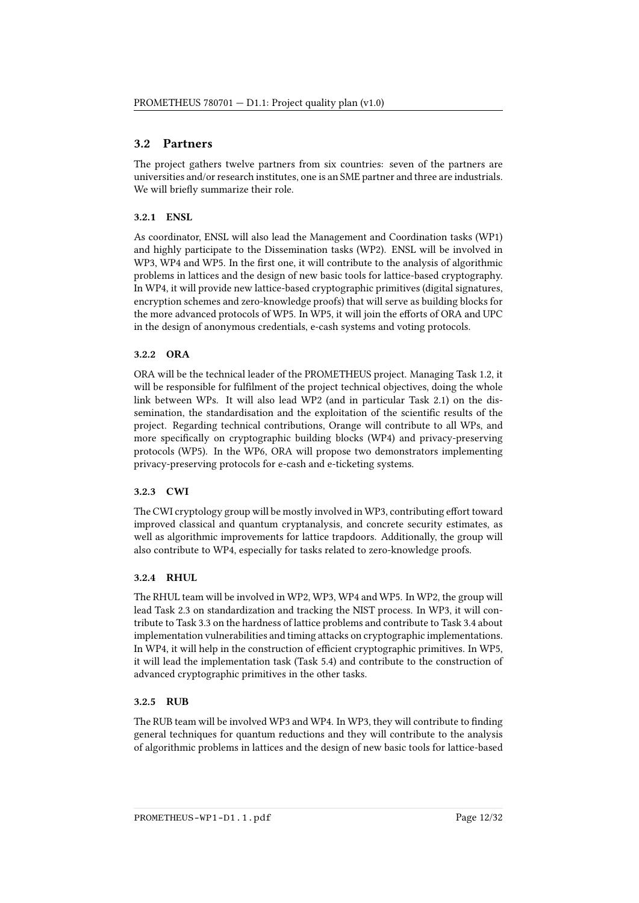## 3.2 Partners

The project gathers twelve partners from six countries: seven of the partners are universities and/or research institutes, one is an SME partner and three are industrials. We will briefly summarize their role.

### 3.2.1 ENSL

As coordinator, ENSL will also lead the Management and Coordination tasks (WP1) and highly participate to the Dissemination tasks (WP2). ENSL will be involved in WP3, WP4 and WP5. In the first one, it will contribute to the analysis of algorithmic problems in lattices and the design of new basic tools for lattice-based cryptography. In WP4, it will provide new lattice-based cryptographic primitives (digital signatures, encryption schemes and zero-knowledge proofs) that will serve as building blocks for the more advanced protocols of WP5. In WP5, it will join the efforts of ORA and UPC in the design of anonymous credentials, e-cash systems and voting protocols.

### 3.2.2 ORA

ORA will be the technical leader of the PROMETHEUS project. Managing Task 1.2, it will be responsible for fulfilment of the project technical objectives, doing the whole link between WPs. It will also lead WP2 (and in particular Task 2.1) on the dissemination, the standardisation and the exploitation of the scientific results of the project. Regarding technical contributions, Orange will contribute to all WPs, and more specifically on cryptographic building blocks (WP4) and privacy-preserving protocols (WP5). In the WP6, ORA will propose two demonstrators implementing privacy-preserving protocols for e-cash and e-ticketing systems.

### 3.2.3 CWI

The CWI cryptology group will be mostly involved in WP3, contributing effort toward improved classical and quantum cryptanalysis, and concrete security estimates, as well as algorithmic improvements for lattice trapdoors. Additionally, the group will also contribute to WP4, especially for tasks related to zero-knowledge proofs.

### 3.2.4 RHUL

The RHUL team will be involved in WP2, WP3, WP4 and WP5. In WP2, the group will lead Task 2.3 on standardization and tracking the NIST process. In WP3, it will contribute to Task 3.3 on the hardness of lattice problems and contribute to Task 3.4 about implementation vulnerabilities and timing attacks on cryptographic implementations. In WP4, it will help in the construction of efficient cryptographic primitives. In WP5, it will lead the implementation task (Task 5.4) and contribute to the construction of advanced cryptographic primitives in the other tasks.

### 3.2.5 RUB

The RUB team will be involved WP3 and WP4. In WP3, they will contribute to finding general techniques for quantum reductions and they will contribute to the analysis of algorithmic problems in lattices and the design of new basic tools for lattice-based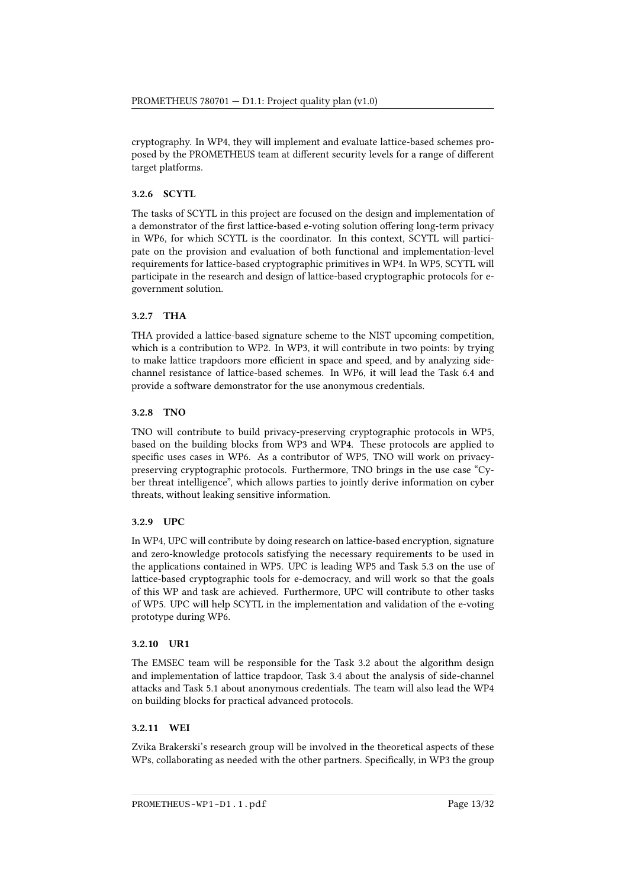cryptography. In WP4, they will implement and evaluate lattice-based schemes proposed by the PROMETHEUS team at different security levels for a range of different target platforms.

### 3.2.6 SCYTL

The tasks of SCYTL in this project are focused on the design and implementation of a demonstrator of the first lattice-based e-voting solution offering long-term privacy in WP6, for which SCYTL is the coordinator. In this context, SCYTL will participate on the provision and evaluation of both functional and implementation-level requirements for lattice-based cryptographic primitives in WP4. In WP5, SCYTL will participate in the research and design of lattice-based cryptographic protocols for e-government solution.

### 3.2.7 THA

THA provided a lattice-based signature scheme to the NIST upcoming competition, which is a contribution to WP2. In WP3, it will contribute in two points: by trying to make lattice trapdoors more efficient in space and speed, and by analyzing side-channel resistance of lattice-based schemes. In WP6, it will lead the Task 6.4 and provide a software demonstrator for the use anonymous credentials.

### 3.2.8 TNO

TNO will contribute to build privacy-preserving cryptographic protocols in WP5, based on the building blocks from WP3 and WP4. These protocols are applied to specific uses cases in WP6. As a contributor of WP5, TNO will work on privacy-preserving cryptographic protocols. Furthermore, TNO brings in the use case "Cyber threat intelligence", which allows parties to jointly derive information on cyber threats, without leaking sensitive information.

### 3.2.9 UPC

In WP4, UPC will contribute by doing research on lattice-based encryption, signature and zero-knowledge protocols satisfying the necessary requirements to be used in the applications contained in WP5. UPC is leading WP5 and Task 5.3 on the use of lattice-based cryptographic tools for e-democracy, and will work so that the goals of this WP and task are achieved. Furthermore, UPC will contribute to other tasks of WP5. UPC will help SCYTL in the implementation and validation of the e-voting prototype during WP6.

### 3.2.10 UR1

The EMSEC team will be responsible for the Task 3.2 about the algorithm design and implementation of lattice trapdoor, Task 3.4 about the analysis of side-channel attacks and Task 5.1 about anonymous credentials. The team will also lead the WP4 on building blocks for practical advanced protocols.

### 3.2.11 WEI

Zvika Brakerski's research group will be involved in the theoretical aspects of these WPs, collaborating as needed with the other partners. Specifically, in WP3 the group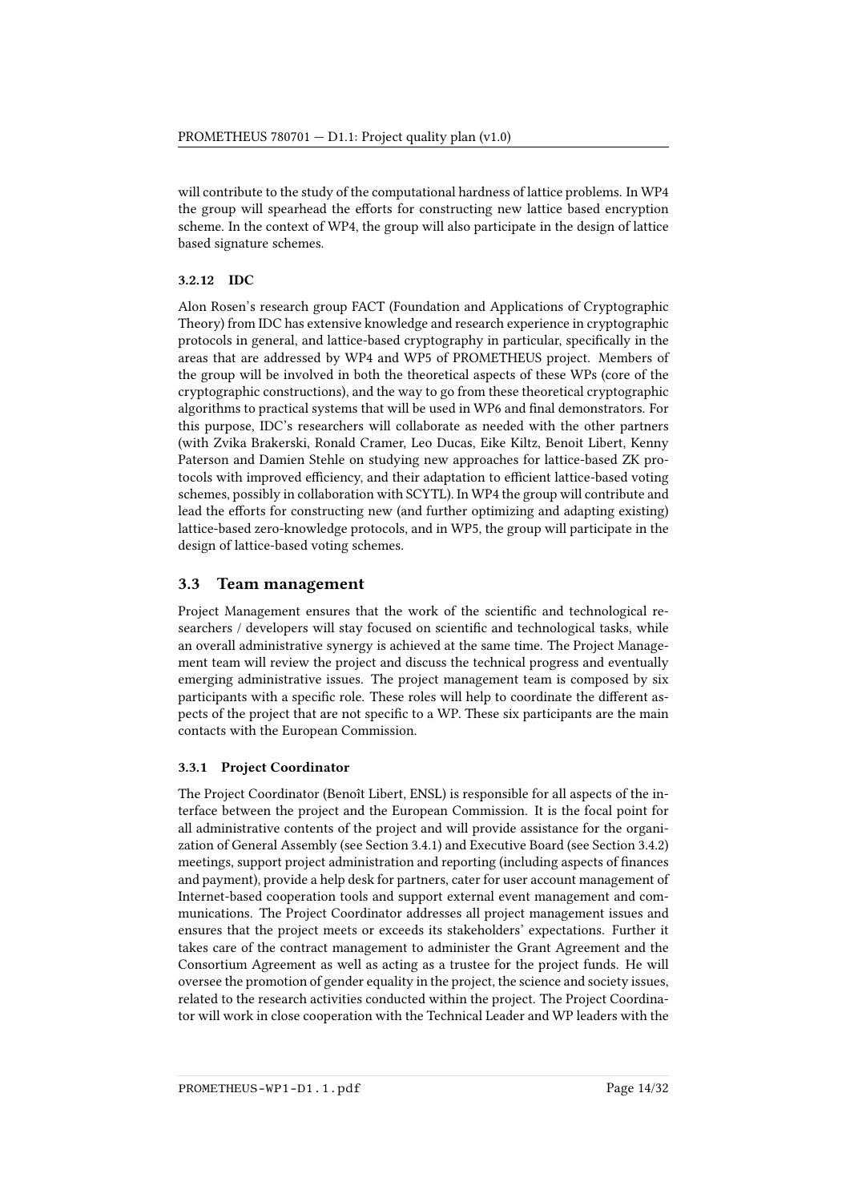will contribute to the study of the computational hardness of lattice problems. In WP4 the group will spearhead the efforts for constructing new lattice based encryption scheme. In the context of WP4, the group will also participate in the design of lattice based signature schemes.

#### 3.2.12 IDC

Alon Rosen's research group FACT (Foundation and Applications of Cryptographic Theory) from IDC has extensive knowledge and research experience in cryptographic protocols in general, and lattice-based cryptography in particular, specifically in the areas that are addressed by WP4 and WP5 of PROMETHEUS project. Members of the group will be involved in both the theoretical aspects of these WPs (core of the cryptographic constructions), and the way to go from these theoretical cryptographic algorithms to practical systems that will be used in WP6 and final demonstrators. For this purpose, IDC's researchers will collaborate as needed with the other partners (with Zvika Brakerski, Ronald Cramer, Leo Ducas, Eike Kiltz, Benoît Libert, Kenny Paterson and Damien Stehle on studying new approaches for lattice-based ZK protocols with improved efficiency, and their adaptation to efficient lattice-based voting schemes, possibly in collaboration with SCYTL). In WP4 the group will contribute and lead the efforts for constructing new (and further optimizing and adapting existing) lattice-based zero-knowledge protocols, and in WP5, the group will participate in the design of lattice-based voting schemes.

### 3.3 Team management

Project Management ensures that the work of the scientific and technological researchers / developers will stay focused on scientific and technological tasks, while an overall administrative synergy is achieved at the same time. The Project Management team will review the project and discuss the technical progress and eventually emerging administrative issues. The project management team is composed by six participants with a specific role. These roles will help to coordinate the different aspects of the project that are not specific to a WP. These six participants are the main contacts with the European Commission.

#### 3.3.1 Project Coordinator

The Project Coordinator (Benoît Libert, ENSL) is responsible for all aspects of the interface between the project and the European Commission. It is the focal point for all administrative contents of the project and will provide assistance for the organization of General Assembly (see Section 3.4.1) and Executive Board (see Section 3.4.2) meetings, support project administration and reporting (including aspects of finances and payment), provide a help desk for partners, cater for user account management of Internet-based cooperation tools and support external event management and communications. The Project Coordinator addresses all project management issues and ensures that the project meets or exceeds its stakeholders' expectations. Further it takes care of the contract management to administer the Grant Agreement and the Consortium Agreement as well as acting as a trustee for the project funds. He will oversee the promotion of gender equality in the project, the science and society issues, related to the research activities conducted within the project. The Project Coordinator will work in close cooperation with the Technical Leader and WP leaders with the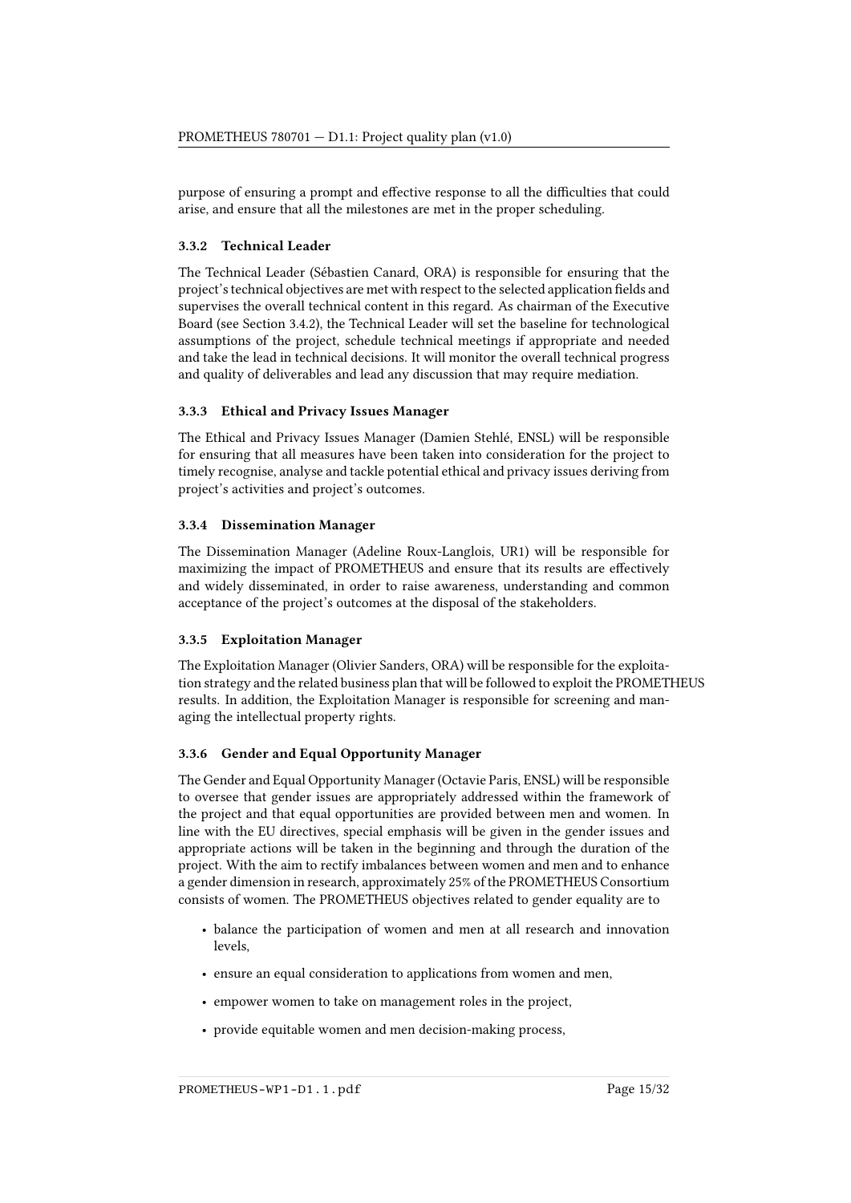purpose of ensuring a prompt and effective response to all the difficulties that could arise, and ensure that all the milestones are met in the proper scheduling.

### 3.3.2 Technical Leader

The Technical Leader (Sébastien Canard, ORA) is responsible for ensuring that the project's technical objectives are met with respect to the selected application fields and supervises the overall technical content in this regard. As chairman of the Executive Board (see Section 3.4.2), the Technical Leader will set the baseline for technological assumptions of the project, schedule technical meetings if appropriate and needed and take the lead in technical decisions. It will monitor the overall technical progress and quality of deliverables and lead any discussion that may require mediation.

### 3.3.3 Ethical and Privacy Issues Manager

The Ethical and Privacy Issues Manager (Damien Stehlé, ENSL) will be responsible for ensuring that all measures have been taken into consideration for the project to timely recognise, analyse and tackle potential ethical and privacy issues deriving from project's activities and project's outcomes.

### 3.3.4 Dissemination Manager

The Dissemination Manager (Adeline Roux-Langlois, UR1) will be responsible for maximizing the impact of PROMETHEUS and ensure that its results are effectively and widely disseminated, in order to raise awareness, understanding and common acceptance of the project's outcomes at the disposal of the stakeholders.

### 3.3.5 Exploitation Manager

The Exploitation Manager (Olivier Sanders, ORA) will be responsible for the exploitation strategy and the related business plan that will be followed to exploit the PROMETHEUS results. In addition, the Exploitation Manager is responsible for screening and managing the intellectual property rights.

### 3.3.6 Gender and Equal Opportunity Manager

The Gender and Equal Opportunity Manager (Octavie Paris, ENSL) will be responsible to oversee that gender issues are appropriately addressed within the framework of the project and that equal opportunities are provided between men and women. In line with the EU directives, special emphasis will be given in the gender issues and appropriate actions will be taken in the beginning and through the duration of the project. With the aim to rectify imbalances between women and men and to enhance a gender dimension in research, approximately 25% of the PROMETHEUS Consortium consists of women. The PROMETHEUS objectives related to gender equality are to

- balance the participation of women and men at all research and innovation levels,
- ensure an equal consideration to applications from women and men,
- empower women to take on management roles in the project,
- provide equitable women and men decision-making process,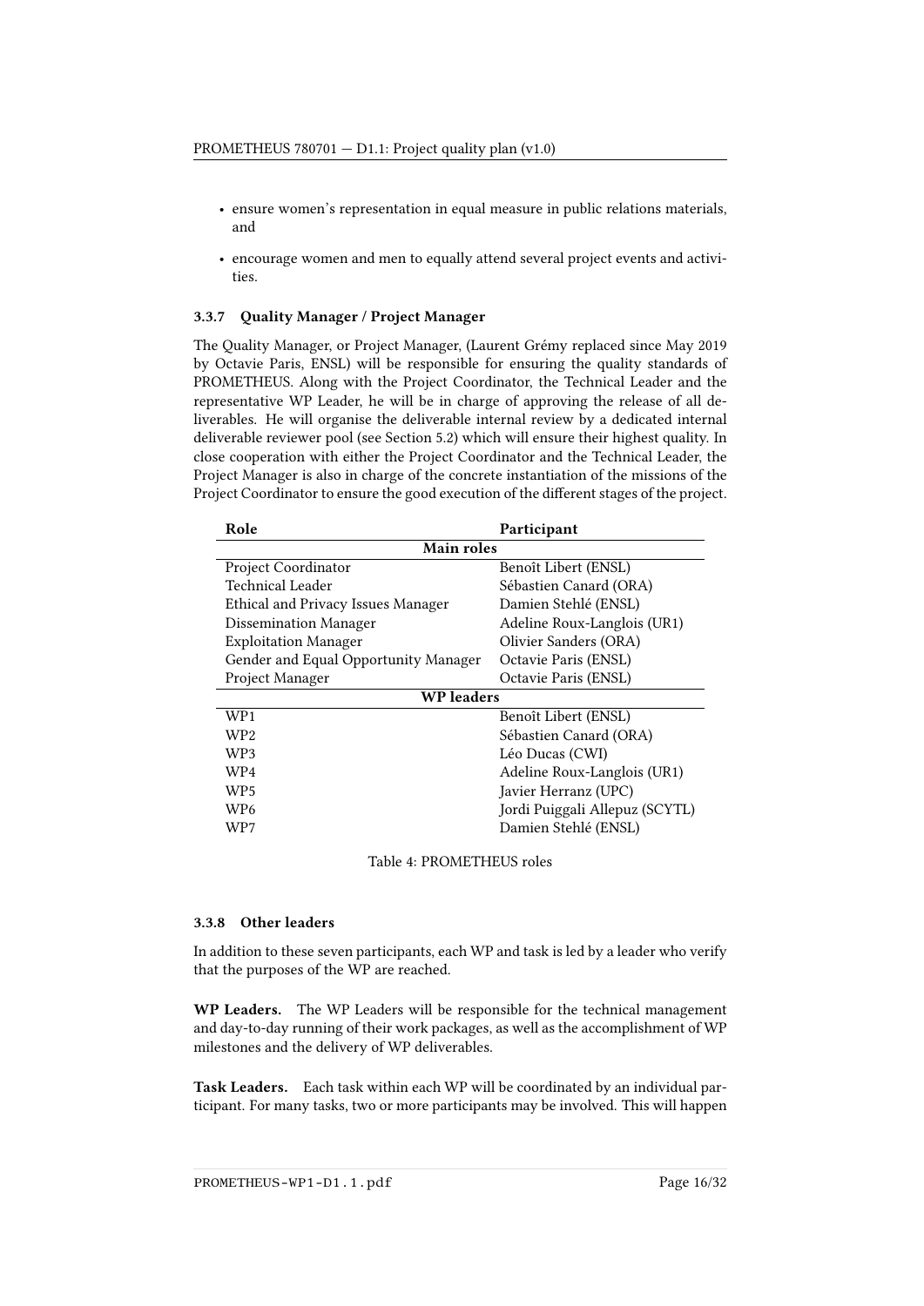- ensure women's representation in equal measure in public relations materials, and
- encourage women and men to equally attend several project events and activities.

#### 3.3.7 Quality Manager / Project Manager

The Quality Manager, or Project Manager, (Laurent Grémy replaced since May 2019 by Octavie Paris, ENSL) will be responsible for ensuring the quality standards of PROMETHEUS. Along with the Project Coordinator, the Technical Leader and the representative WP Leader, he will be in charge of approving the release of all deliverables. He will organise the deliverable internal review by a dedicated internal deliverable reviewer pool (see Section 5.2) which will ensure their highest quality. In close cooperation with either the Project Coordinator and the Technical Leader, the Project Manager is also in charge of the concrete instantiation of the missions of the Project Coordinator to ensure the good execution of the different stages of the project.

| Role | Participant |
|---|---|
| **Main roles** | |
| Project Coordinator | Benoît Libert (ENSL) |
| Technical Leader | Sébastien Canard (ORA) |
| Ethical and Privacy Issues Manager | Damien Stehlé (ENSL) |
| Dissemination Manager | Adeline Roux-Langlois (UR1) |
| Exploitation Manager | Olivier Sanders (ORA) |
| Gender and Equal Opportunity Manager | Octavie Paris (ENSL) |
| Project Manager | Octavie Paris (ENSL) |
| **WP leaders** | |
| WP1 | Benoît Libert (ENSL) |
| WP2 | Sébastien Canard (ORA) |
| WP3 | Léo Ducas (CWI) |
| WP4 | Adeline Roux-Langlois (UR1) |
| WP5 | Javier Herranz (UPC) |
| WP6 | Jordi Puiggali Allepuz (SCYTL) |
| WP7 | Damien Stehlé (ENSL) |

Table 4: PROMETHEUS roles

#### 3.3.8 Other leaders

In addition to these seven participants, each WP and task is led by a leader who verify that the purposes of the WP are reached.

**WP Leaders.** The WP Leaders will be responsible for the technical management and day-to-day running of their work packages, as well as the accomplishment of WP milestones and the delivery of WP deliverables.

**Task Leaders.** Each task within each WP will be coordinated by an individual participant. For many tasks, two or more participants may be involved. This will happen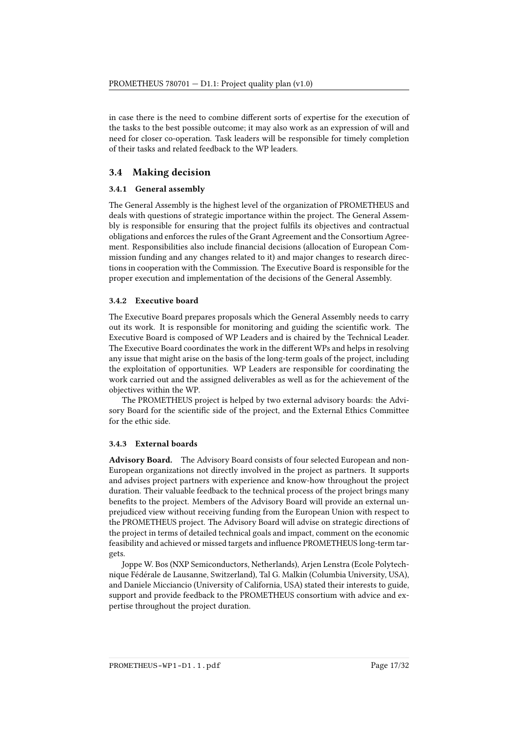in case there is the need to combine different sorts of expertise for the execution of the tasks to the best possible outcome; it may also work as an expression of will and need for closer co-operation. Task leaders will be responsible for timely completion of their tasks and related feedback to the WP leaders.

## 3.4 Making decision

### 3.4.1 General assembly

The General Assembly is the highest level of the organization of PROMETHEUS and deals with questions of strategic importance within the project. The General Assembly is responsible for ensuring that the project fulfils its objectives and contractual obligations and enforces the rules of the Grant Agreement and the Consortium Agreement. Responsibilities also include financial decisions (allocation of European Commission funding and any changes related to it) and major changes to research directions in cooperation with the Commission. The Executive Board is responsible for the proper execution and implementation of the decisions of the General Assembly.

### 3.4.2 Executive board

The Executive Board prepares proposals which the General Assembly needs to carry out its work. It is responsible for monitoring and guiding the scientific work. The Executive Board is composed of WP Leaders and is chaired by the Technical Leader. The Executive Board coordinates the work in the different WPs and helps in resolving any issue that might arise on the basis of the long-term goals of the project, including the exploitation of opportunities. WP Leaders are responsible for coordinating the work carried out and the assigned deliverables as well as for the achievement of the objectives within the WP.

The PROMETHEUS project is helped by two external advisory boards: the Advisory Board for the scientific side of the project, and the External Ethics Committee for the ethic side.

### 3.4.3 External boards

**Advisory Board.** The Advisory Board consists of four selected European and non-European organizations not directly involved in the project as partners. It supports and advises project partners with experience and know-how throughout the project duration. Their valuable feedback to the technical process of the project brings many benefits to the project. Members of the Advisory Board will provide an external unprejudiced view without receiving funding from the European Union with respect to the PROMETHEUS project. The Advisory Board will advise on strategic directions of the project in terms of detailed technical goals and impact, comment on the economic feasibility and achieved or missed targets and influence PROMETHEUS long-term targets.

Joppe W. Bos (NXP Semiconductors, Netherlands), Arjen Lenstra (Ecole Polytechnique Fédérale de Lausanne, Switzerland), Tal G. Malkin (Columbia University, USA), and Daniele Micciancio (University of California, USA) stated their interests to guide, support and provide feedback to the PROMETHEUS consortium with advice and expertise throughout the project duration.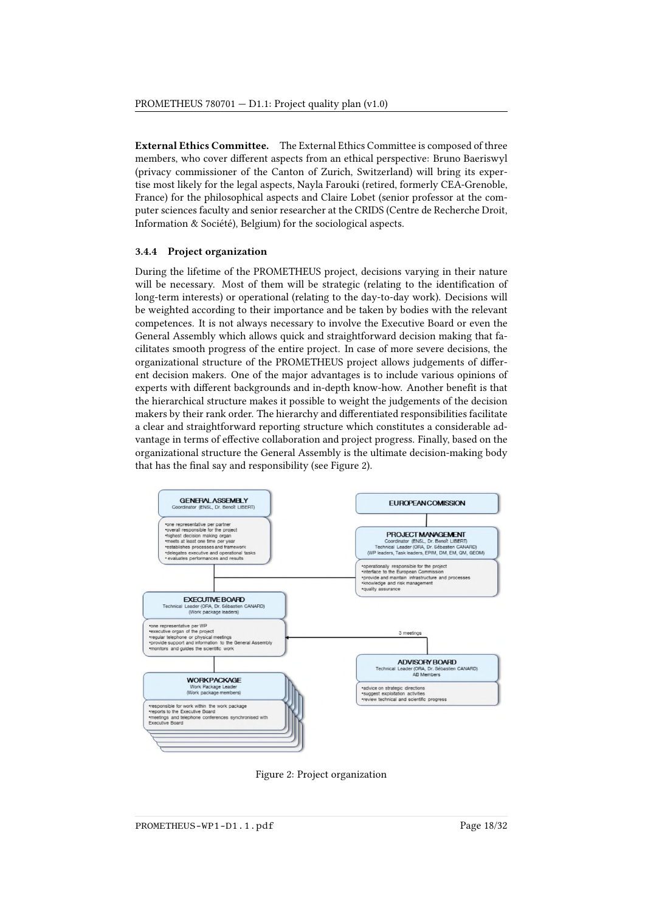**External Ethics Committee.** The External Ethics Committee is composed of three members, who cover different aspects from an ethical perspective: Bruno Baeriswyl (privacy commissioner of the Canton of Zurich, Switzerland) will bring its expertise most likely for the legal aspects, Nayla Farouki (retired, formerly CEA-Grenoble, France) for the philosophical aspects and Claire Lobet (senior professor at the computer sciences faculty and senior researcher at the CRIDS (Centre de Recherche Droit, Information & Société), Belgium) for the sociological aspects.

#### 3.4.4 Project organization

During the lifetime of the PROMETHEUS project, decisions varying in their nature will be necessary. Most of them will be strategic (relating to the identification of long-term interests) or operational (relating to the day-to-day work). Decisions will be weighted according to their importance and be taken by bodies with the relevant competences. It is not always necessary to involve the Executive Board or even the General Assembly which allows quick and straightforward decision making that facilitates smooth progress of the entire project. In case of more severe decisions, the organizational structure of the PROMETHEUS project allows judgements of different decision makers. One of the major advantages is to include various opinions of experts with different backgrounds and in-depth know-how. Another benefit is that the hierarchical structure makes it possible to weight the judgements of the decision makers by their rank order. The hierarchy and differentiated responsibilities facilitate a clear and straightforward reporting structure which constitutes a considerable advantage in terms of effective collaboration and project progress. Finally, based on the organizational structure the General Assembly is the ultimate decision-making body that has the final say and responsibility (see Figure 2).

**GENERAL ASSEMBLY**
Coordinator (ENSL, Dr. Benoît LIBERT)

- one representative per partner
- overall responsible for the project
- highest decision making organ
- meets at least one time per year
- establishes processes and framework
- delegates executive and operational tasks
- evaluates performances and results

**EUROPEAN COMISSION**

**PROJECT MANAGEMENT**
Coordinator (ENSL, Dr. Benoît LIBERT)
Technical Leader (ORA, Dr. Sébastien CANARD)
(WP leaders, Task leaders, EPIM, DM, EM, QM, GEOM)

- operationally responsible for the project
- interface to the European Commission
- provide and maintain infrastructure and processes
- knowledge and risk management
- quality assurance

**EXECUTIVE BOARD**
Technical Leader (ORA, Dr. Sébastien CANARD)
(Work package leaders)

- one representative per WP
- executive organ of the project
- regular telephone or physical meetings
- provide support and information to the General Assembly
- monitors and guides the scientific work

3 meetings

**ADVISORY BOARD**
Technical Leader (ORA, Dr. Sébastien CANARD)
AB Members

- advice on strategic directions
- suggest exploitation activities
- review technical and scientific progress

**WORK PACKAGE**
Work Package Leader
(Work package members)

- responsible for work within the work package
- reports to the Executive Board
- meetings and telephone conferences synchronised with Executive Board

Figure 2: Project organization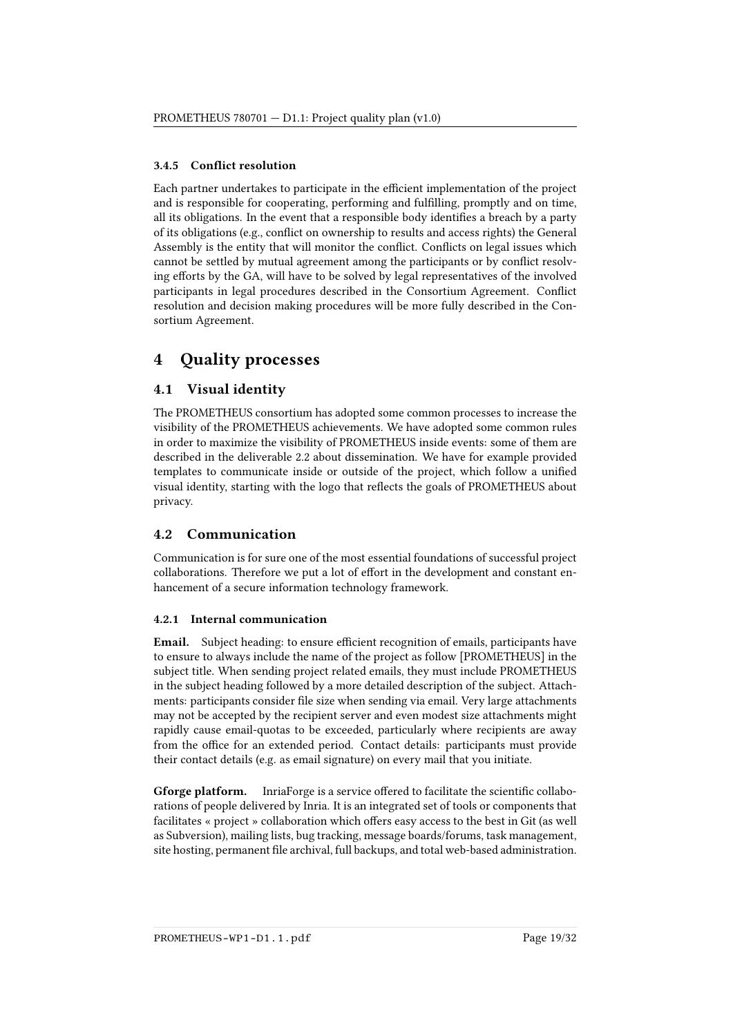#### 3.4.5 Conflict resolution

Each partner undertakes to participate in the efficient implementation of the project and is responsible for cooperating, performing and fulfilling, promptly and on time, all its obligations. In the event that a responsible body identifies a breach by a party of its obligations (e.g., conflict on ownership to results and access rights) the General Assembly is the entity that will monitor the conflict. Conflicts on legal issues which cannot be settled by mutual agreement among the participants or by conflict resolving efforts by the GA, will have to be solved by legal representatives of the involved participants in legal procedures described in the Consortium Agreement. Conflict resolution and decision making procedures will be more fully described in the Consortium Agreement.

# 4 Quality processes

## 4.1 Visual identity

The PROMETHEUS consortium has adopted some common processes to increase the visibility of the PROMETHEUS achievements. We have adopted some common rules in order to maximize the visibility of PROMETHEUS inside events: some of them are described in the deliverable 2.2 about dissemination. We have for example provided templates to communicate inside or outside of the project, which follow a unified visual identity, starting with the logo that reflects the goals of PROMETHEUS about privacy.

## 4.2 Communication

Communication is for sure one of the most essential foundations of successful project collaborations. Therefore we put a lot of effort in the development and constant enhancement of a secure information technology framework.

#### 4.2.1 Internal communication

**Email.** Subject heading: to ensure efficient recognition of emails, participants have to ensure to always include the name of the project as follow [PROMETHEUS] in the subject title. When sending project related emails, they must include PROMETHEUS in the subject heading followed by a more detailed description of the subject. Attachments: participants consider file size when sending via email. Very large attachments may not be accepted by the recipient server and even modest size attachments might rapidly cause email-quotas to be exceeded, particularly where recipients are away from the office for an extended period. Contact details: participants must provide their contact details (e.g. as email signature) on every mail that you initiate.

**Gforge platform.** InriaForge is a service offered to facilitate the scientific collaborations of people delivered by Inria. It is an integrated set of tools or components that facilitates « project » collaboration which offers easy access to the best in Git (as well as Subversion), mailing lists, bug tracking, message boards/forums, task management, site hosting, permanent file archival, full backups, and total web-based administration.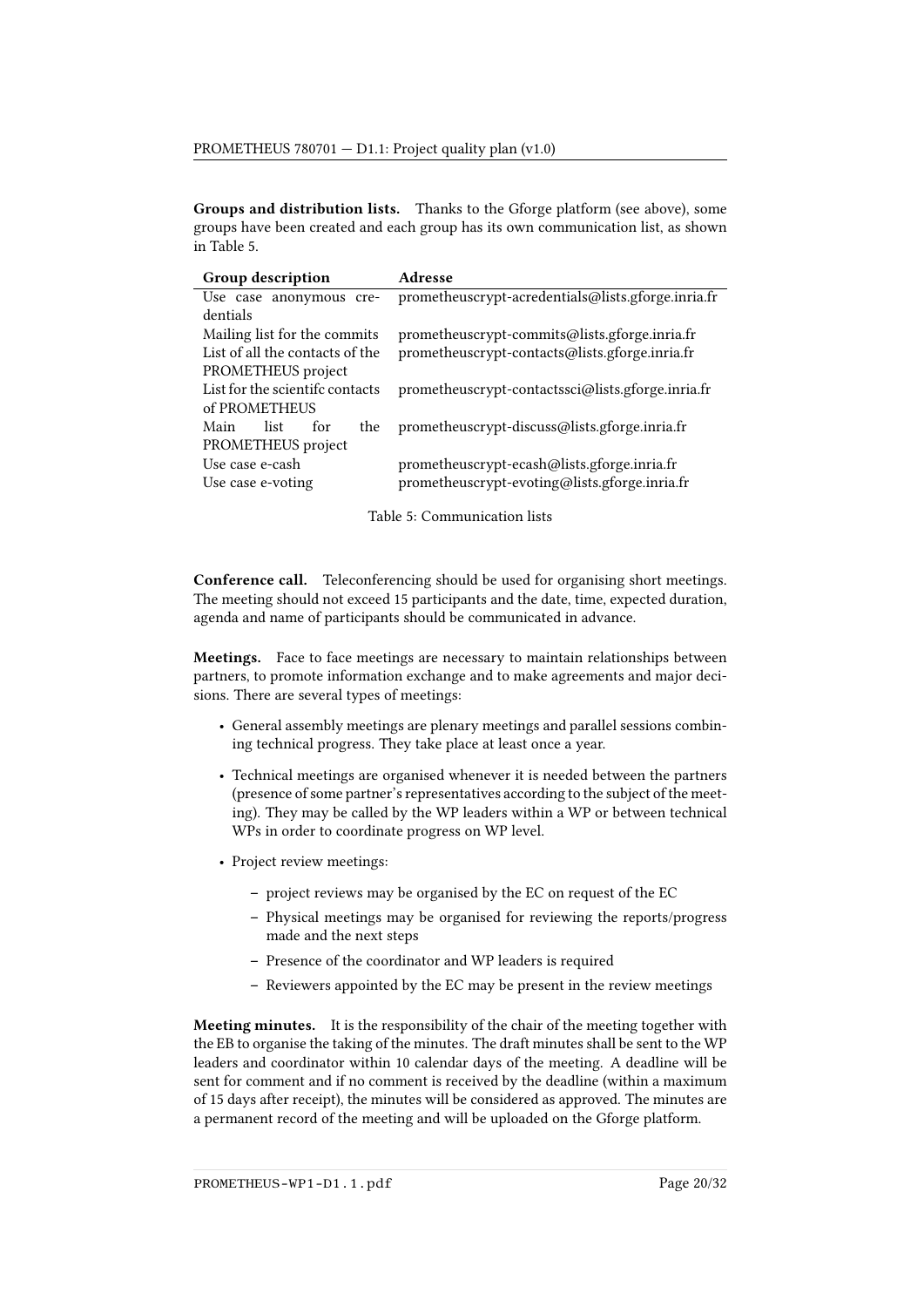**Groups and distribution lists.** Thanks to the Gforge platform (see above), some groups have been created and each group has its own communication list, as shown in Table 5.

| Group description | Adresse |
|---|---|
| Use case anonymous credentials | prometheuscrypt-acredentials@lists.gforge.inria.fr |
| Mailing list for the commits | prometheuscrypt-commits@lists.gforge.inria.fr |
| List of all the contacts of the PROMETHEUS project | prometheuscrypt-contacts@lists.gforge.inria.fr |
| List for the scientifc contacts of PROMETHEUS | prometheuscrypt-contactssci@lists.gforge.inria.fr |
| Main list for the PROMETHEUS project | prometheuscrypt-discuss@lists.gforge.inria.fr |
| Use case e-cash | prometheuscrypt-ecash@lists.gforge.inria.fr |
| Use case e-voting | prometheuscrypt-evoting@lists.gforge.inria.fr |

Table 5: Communication lists

**Conference call.** Teleconferencing should be used for organising short meetings. The meeting should not exceed 15 participants and the date, time, expected duration, agenda and name of participants should be communicated in advance.

**Meetings.** Face to face meetings are necessary to maintain relationships between partners, to promote information exchange and to make agreements and major decisions. There are several types of meetings:

- General assembly meetings are plenary meetings and parallel sessions combining technical progress. They take place at least once a year.
- Technical meetings are organised whenever it is needed between the partners (presence of some partner's representatives according to the subject of the meeting). They may be called by the WP leaders within a WP or between technical WPs in order to coordinate progress on WP level.
- Project review meetings:
  - project reviews may be organised by the EC on request of the EC
  - Physical meetings may be organised for reviewing the reports/progress made and the next steps
  - Presence of the coordinator and WP leaders is required
  - Reviewers appointed by the EC may be present in the review meetings

**Meeting minutes.** It is the responsibility of the chair of the meeting together with the EB to organise the taking of the minutes. The draft minutes shall be sent to the WP leaders and coordinator within 10 calendar days of the meeting. A deadline will be sent for comment and if no comment is received by the deadline (within a maximum of 15 days after receipt), the minutes will be considered as approved. The minutes are a permanent record of the meeting and will be uploaded on the Gforge platform.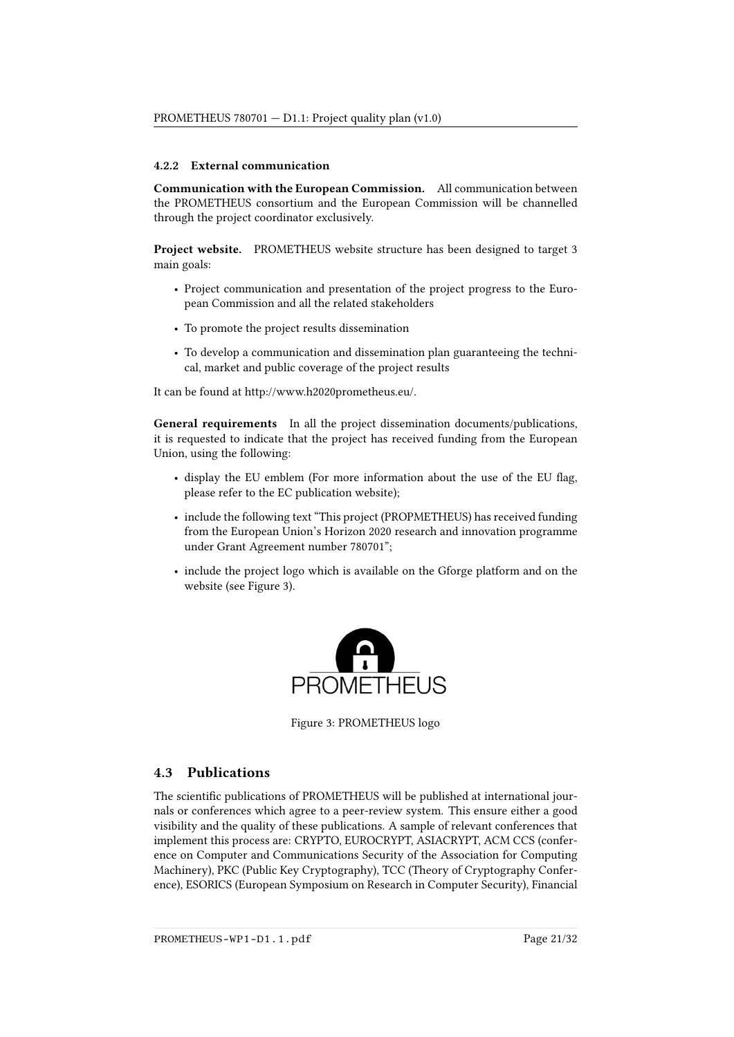#### 4.2.2 External communication

**Communication with the European Commission.** All communication between the PROMETHEUS consortium and the European Commission will be channelled through the project coordinator exclusively.

**Project website.** PROMETHEUS website structure has been designed to target 3 main goals:

- Project communication and presentation of the project progress to the European Commission and all the related stakeholders
- To promote the project results dissemination
- To develop a communication and dissemination plan guaranteeing the technical, market and public coverage of the project results

It can be found at http://www.h2020prometheus.eu/.

**General requirements** In all the project dissemination documents/publications, it is requested to indicate that the project has received funding from the European Union, using the following:

- display the EU emblem (For more information about the use of the EU flag, please refer to the EC publication website);
- include the following text "This project (PROPMETHEUS) has received funding from the European Union's Horizon 2020 research and innovation programme under Grant Agreement number 780701";
- include the project logo which is available on the Gforge platform and on the website (see Figure 3).

Figure 3: PROMETHEUS logo

### 4.3 Publications

The scientific publications of PROMETHEUS will be published at international journals or conferences which agree to a peer-review system. This ensure either a good visibility and the quality of these publications. A sample of relevant conferences that implement this process are: CRYPTO, EUROCRYPT, ASIACRYPT, ACM CCS (conference on Computer and Communications Security of the Association for Computing Machinery), PKC (Public Key Cryptography), TCC (Theory of Cryptography Conference), ESORICS (European Symposium on Research in Computer Security), Financial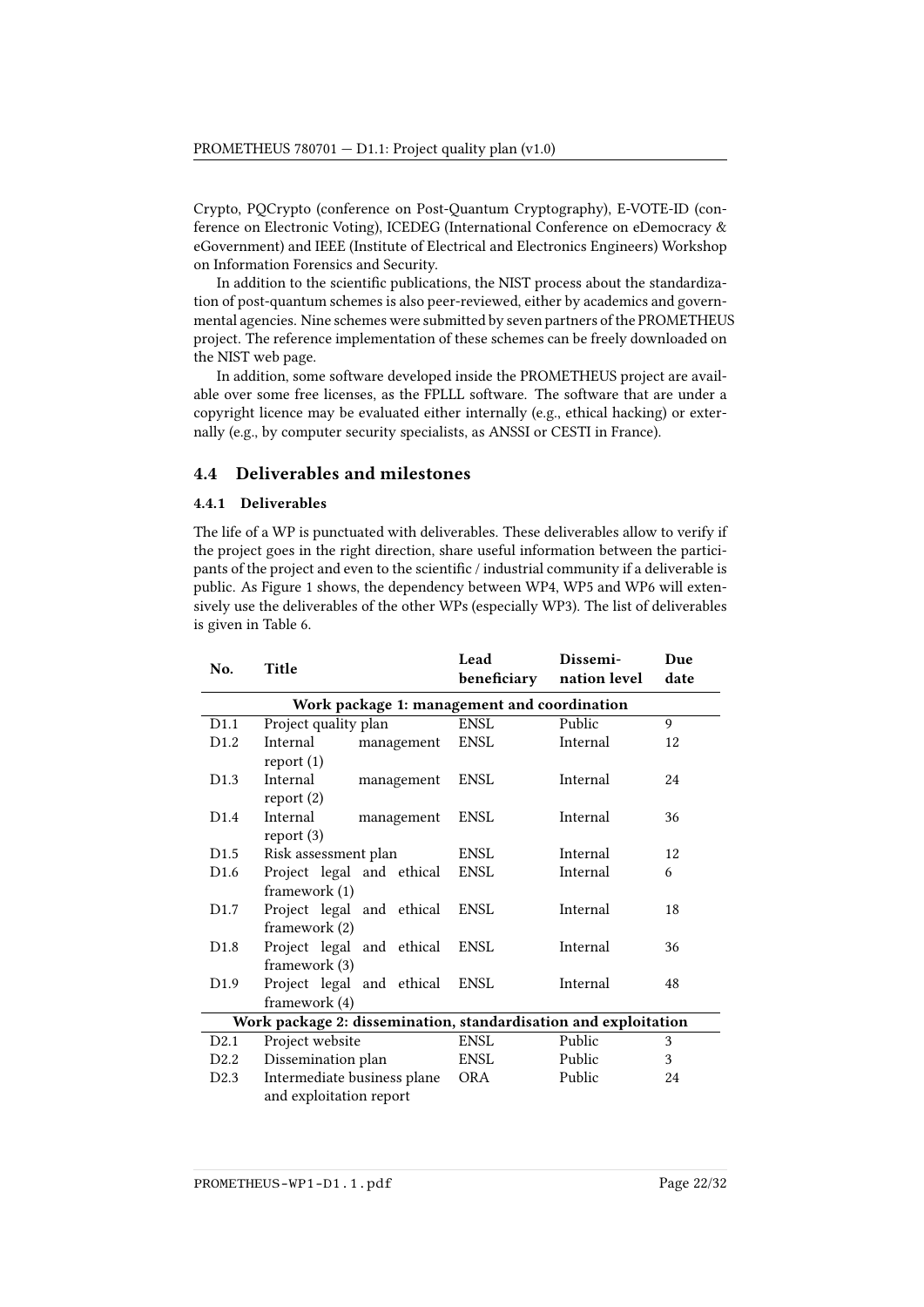Crypto, PQCrypto (conference on Post-Quantum Cryptography), E-VOTE-ID (conference on Electronic Voting), ICEDEG (International Conference on eDemocracy & eGovernment) and IEEE (Institute of Electrical and Electronics Engineers) Workshop on Information Forensics and Security.

In addition to the scientific publications, the NIST process about the standardization of post-quantum schemes is also peer-reviewed, either by academics and governmental agencies. Nine schemes were submitted by seven partners of the PROMETHEUS project. The reference implementation of these schemes can be freely downloaded on the NIST web page.

In addition, some software developed inside the PROMETHEUS project are available over some free licenses, as the FPLLL software. The software that are under a copyright licence may be evaluated either internally (e.g., ethical hacking) or externally (e.g., by computer security specialists, as ANSSI or CESTI in France).

## 4.4 Deliverables and milestones

### 4.4.1 Deliverables

The life of a WP is punctuated with deliverables. These deliverables allow to verify if the project goes in the right direction, share useful information between the participants of the project and even to the scientific / industrial community if a deliverable is public. As Figure 1 shows, the dependency between WP4, WP5 and WP6 will extensively use the deliverables of the other WPs (especially WP3). The list of deliverables is given in Table 6.

| No. | Title | Lead beneficiary | Dissemination level | Due date |
|---|---|---|---|---|
| **Work package 1: management and coordination** | | | | |
| D1.1 | Project quality plan | ENSL | Public | 9 |
| D1.2 | Internal management report (1) | ENSL | Internal | 12 |
| D1.3 | Internal management report (2) | ENSL | Internal | 24 |
| D1.4 | Internal management report (3) | ENSL | Internal | 36 |
| D1.5 | Risk assessment plan | ENSL | Internal | 12 |
| D1.6 | Project legal and ethical framework (1) | ENSL | Internal | 6 |
| D1.7 | Project legal and ethical framework (2) | ENSL | Internal | 18 |
| D1.8 | Project legal and ethical framework (3) | ENSL | Internal | 36 |
| D1.9 | Project legal and ethical framework (4) | ENSL | Internal | 48 |
| **Work package 2: dissemination, standardisation and exploitation** | | | | |
| D2.1 | Project website | ENSL | Public | 3 |
| D2.2 | Dissemination plan | ENSL | Public | 3 |
| D2.3 | Intermediate business plane and exploitation report | ORA | Public | 24 |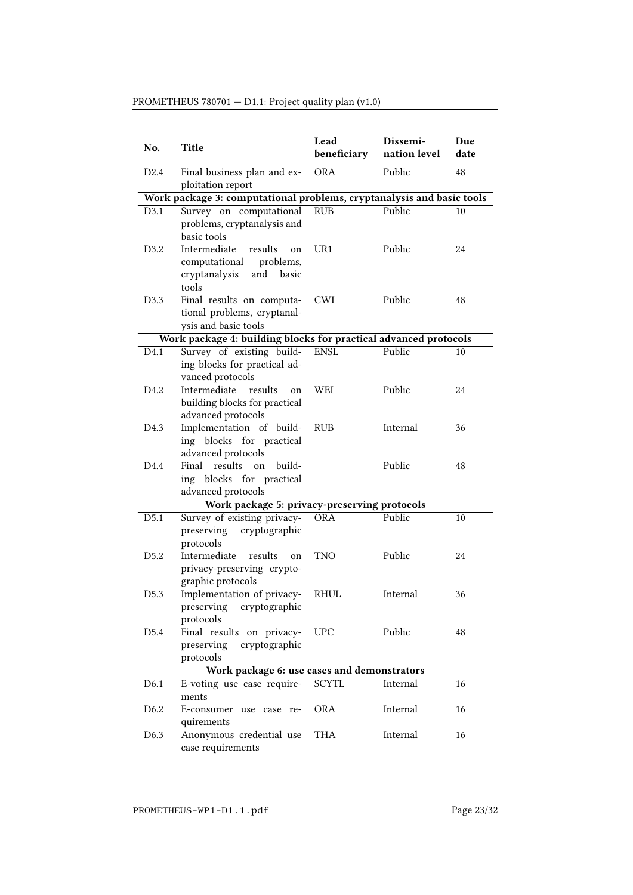| No. | Title | Lead beneficiary | Dissemi-nation level | Due date |
|---|---|---|---|---|
| D2.4 | Final business plan and exploitation report | ORA | Public | 48 |
| **Work package 3: computational problems, cryptanalysis and basic tools** | | | | |
| D3.1 | Survey on computational problems, cryptanalysis and basic tools | RUB | Public | 10 |
| D3.2 | Intermediate results on computational problems, cryptanalysis and basic tools | UR1 | Public | 24 |
| D3.3 | Final results on computational problems, cryptanalysis and basic tools | CWI | Public | 48 |
| **Work package 4: building blocks for practical advanced protocols** | | | | |
| D4.1 | Survey of existing building blocks for practical advanced protocols | ENSL | Public | 10 |
| D4.2 | Intermediate results on building blocks for practical advanced protocols | WEI | Public | 24 |
| D4.3 | Implementation of building blocks for practical advanced protocols | RUB | Internal | 36 |
| D4.4 | Final results on building blocks for practical advanced protocols | | Public | 48 |
| **Work package 5: privacy-preserving protocols** | | | | |
| D5.1 | Survey of existing privacy-preserving cryptographic protocols | ORA | Public | 10 |
| D5.2 | Intermediate results on privacy-preserving cryptographic protocols | TNO | Public | 24 |
| D5.3 | Implementation of privacy-preserving cryptographic protocols | RHUL | Internal | 36 |
| D5.4 | Final results on privacy-preserving cryptographic protocols | UPC | Public | 48 |
| **Work package 6: use cases and demonstrators** | | | | |
| D6.1 | E-voting use case requirements | SCYTL | Internal | 16 |
| D6.2 | E-consumer use case requirements | ORA | Internal | 16 |
| D6.3 | Anonymous credential use case requirements | THA | Internal | 16 |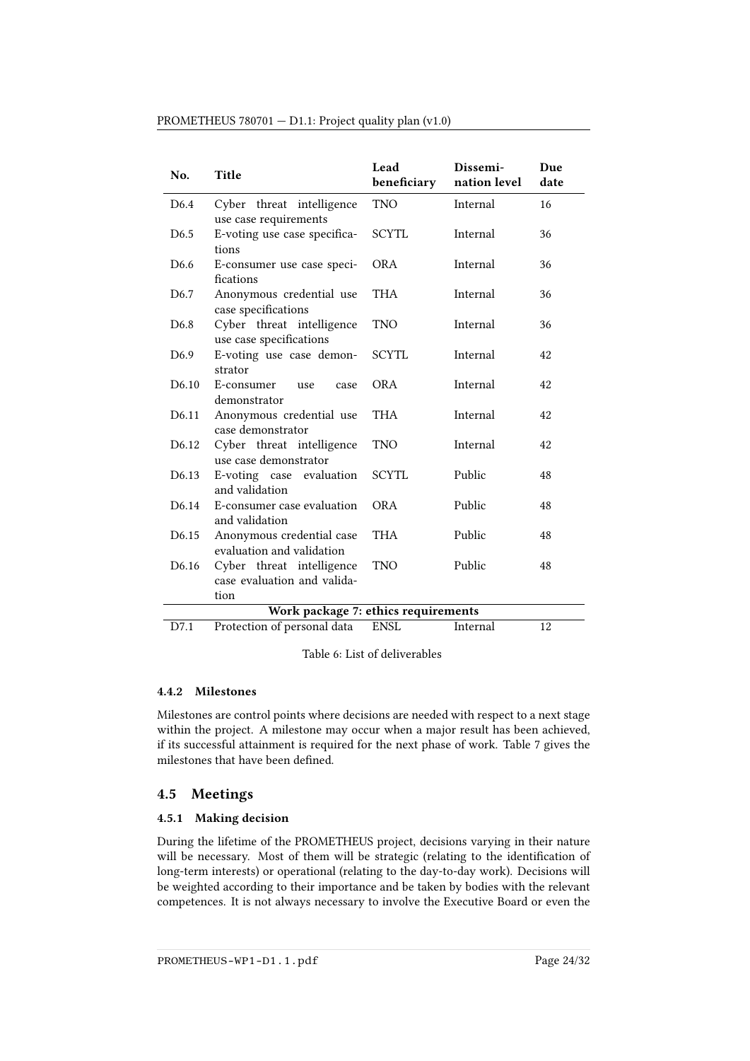| No. | Title | Lead beneficiary | Dissemi-nation level | Due date |
|---|---|---|---|---|
| D6.4 | Cyber threat intelligence use case requirements | TNO | Internal | 16 |
| D6.5 | E-voting use case specifications | SCYTL | Internal | 36 |
| D6.6 | E-consumer use case specifications | ORA | Internal | 36 |
| D6.7 | Anonymous credential use case specifications | THA | Internal | 36 |
| D6.8 | Cyber threat intelligence use case specifications | TNO | Internal | 36 |
| D6.9 | E-voting use case demonstrator | SCYTL | Internal | 42 |
| D6.10 | E-consumer use case demonstrator | ORA | Internal | 42 |
| D6.11 | Anonymous credential use case demonstrator | THA | Internal | 42 |
| D6.12 | Cyber threat intelligence use case demonstrator | TNO | Internal | 42 |
| D6.13 | E-voting case evaluation and validation | SCYTL | Public | 48 |
| D6.14 | E-consumer case evaluation and validation | ORA | Public | 48 |
| D6.15 | Anonymous credential case evaluation and validation | THA | Public | 48 |
| D6.16 | Cyber threat intelligence case evaluation and validation | TNO | Public | 48 |
| **Work package 7: ethics requirements** | | | | |
| D7.1 | Protection of personal data | ENSL | Internal | 12 |

Table 6: List of deliverables

#### 4.4.2 Milestones

Milestones are control points where decisions are needed with respect to a next stage within the project. A milestone may occur when a major result has been achieved, if its successful attainment is required for the next phase of work. Table 7 gives the milestones that have been defined.

### 4.5 Meetings

#### 4.5.1 Making decision

During the lifetime of the PROMETHEUS project, decisions varying in their nature will be necessary. Most of them will be strategic (relating to the identification of long-term interests) or operational (relating to the day-to-day work). Decisions will be weighted according to their importance and be taken by bodies with the relevant competences. It is not always necessary to involve the Executive Board or even the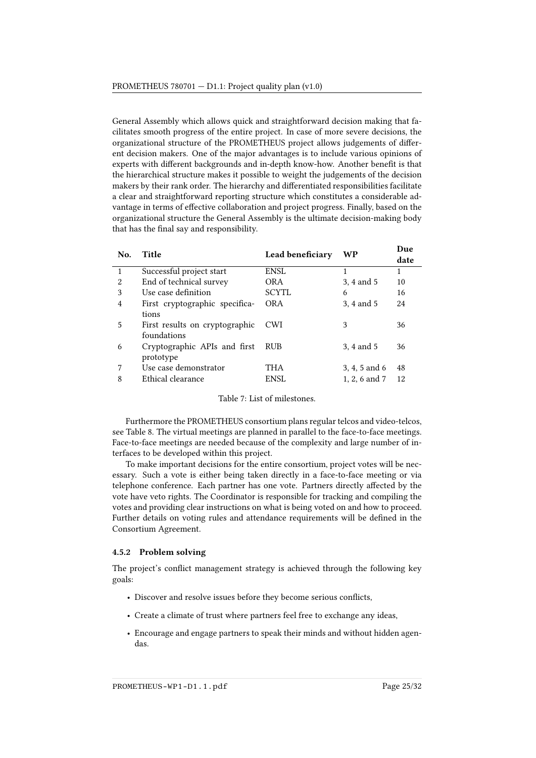General Assembly which allows quick and straightforward decision making that facilitates smooth progress of the entire project. In case of more severe decisions, the organizational structure of the PROMETHEUS project allows judgements of different decision makers. One of the major advantages is to include various opinions of experts with different backgrounds and in-depth know-how. Another benefit is that the hierarchical structure makes it possible to weight the judgements of the decision makers by their rank order. The hierarchy and differentiated responsibilities facilitate a clear and straightforward reporting structure which constitutes a considerable advantage in terms of effective collaboration and project progress. Finally, based on the organizational structure the General Assembly is the ultimate decision-making body that has the final say and responsibility.

| No. | Title | Lead beneficiary | WP | Due date |
|---|---|---|---|---|
| 1 | Successful project start | ENSL | 1 | 1 |
| 2 | End of technical survey | ORA | 3, 4 and 5 | 10 |
| 3 | Use case definition | SCYTL | 6 | 16 |
| 4 | First cryptographic specifications | ORA | 3, 4 and 5 | 24 |
| 5 | First results on cryptographic foundations | CWI | 3 | 36 |
| 6 | Cryptographic APIs and first prototype | RUB | 3, 4 and 5 | 36 |
| 7 | Use case demonstrator | THA | 3, 4, 5 and 6 | 48 |
| 8 | Ethical clearance | ENSL | 1, 2, 6 and 7 | 12 |

Table 7: List of milestones.

Furthermore the PROMETHEUS consortium plans regular telcos and video-telcos, see Table 8. The virtual meetings are planned in parallel to the face-to-face meetings. Face-to-face meetings are needed because of the complexity and large number of interfaces to be developed within this project.

To make important decisions for the entire consortium, project votes will be necessary. Such a vote is either being taken directly in a face-to-face meeting or via telephone conference. Each partner has one vote. Partners directly affected by the vote have veto rights. The Coordinator is responsible for tracking and compiling the votes and providing clear instructions on what is being voted on and how to proceed. Further details on voting rules and attendance requirements will be defined in the Consortium Agreement.

### 4.5.2 Problem solving

The project's conflict management strategy is achieved through the following key goals:

- Discover and resolve issues before they become serious conflicts,
- Create a climate of trust where partners feel free to exchange any ideas,
- Encourage and engage partners to speak their minds and without hidden agendas.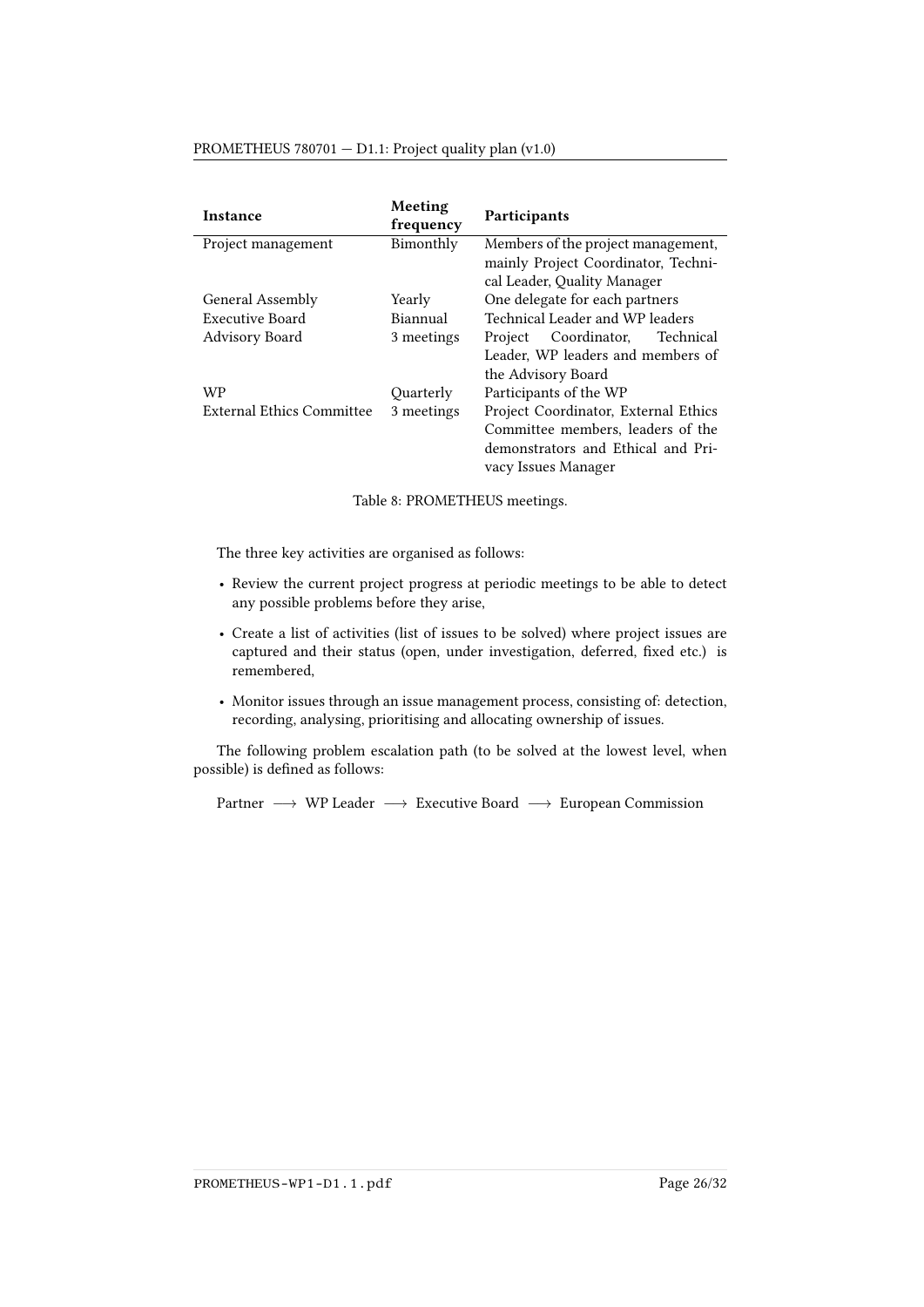| Instance | Meeting frequency | Participants |
|---|---|---|
| Project management | Bimonthly | Members of the project management, mainly Project Coordinator, Technical Leader, Quality Manager |
| General Assembly | Yearly | One delegate for each partners |
| Executive Board | Biannual | Technical Leader and WP leaders |
| Advisory Board | 3 meetings | Project Coordinator, Technical Leader, WP leaders and members of the Advisory Board |
| WP | Quarterly | Participants of the WP |
| External Ethics Committee | 3 meetings | Project Coordinator, External Ethics Committee members, leaders of the demonstrators and Ethical and Privacy Issues Manager |

Table 8: PROMETHEUS meetings.

The three key activities are organised as follows:

- Review the current project progress at periodic meetings to be able to detect any possible problems before they arise,
- Create a list of activities (list of issues to be solved) where project issues are captured and their status (open, under investigation, deferred, fixed etc.) is remembered,
- Monitor issues through an issue management process, consisting of: detection, recording, analysing, prioritising and allocating ownership of issues.

The following problem escalation path (to be solved at the lowest level, when possible) is defined as follows:

Partner $\longrightarrow$ WP Leader $\longrightarrow$ Executive Board $\longrightarrow$ European Commission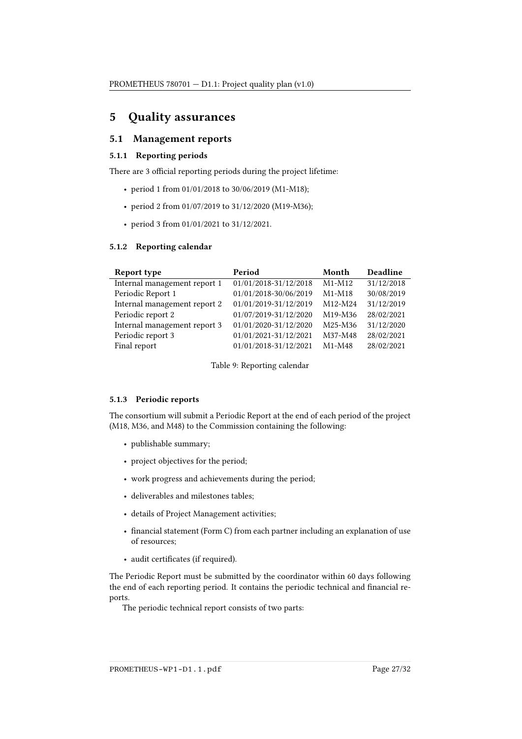# 5 Quality assurances

## 5.1 Management reports

### 5.1.1 Reporting periods

There are 3 official reporting periods during the project lifetime:

- period 1 from 01/01/2018 to 30/06/2019 (M1-M18);
- period 2 from 01/07/2019 to 31/12/2020 (M19-M36);
- period 3 from 01/01/2021 to 31/12/2021.

### 5.1.2 Reporting calendar

| Report type | Period | Month | Deadline |
|---|---|---|---|
| Internal management report 1 | 01/01/2018-31/12/2018 | M1-M12 | 31/12/2018 |
| Periodic Report 1 | 01/01/2018-30/06/2019 | M1-M18 | 30/08/2019 |
| Internal management report 2 | 01/01/2019-31/12/2019 | M12-M24 | 31/12/2019 |
| Periodic report 2 | 01/07/2019-31/12/2020 | M19-M36 | 28/02/2021 |
| Internal management report 3 | 01/01/2020-31/12/2020 | M25-M36 | 31/12/2020 |
| Periodic report 3 | 01/01/2021-31/12/2021 | M37-M48 | 28/02/2021 |
| Final report | 01/01/2018-31/12/2021 | M1-M48 | 28/02/2021 |

Table 9: Reporting calendar

### 5.1.3 Periodic reports

The consortium will submit a Periodic Report at the end of each period of the project (M18, M36, and M48) to the Commission containing the following:

- publishable summary;
- project objectives for the period;
- work progress and achievements during the period;
- deliverables and milestones tables;
- details of Project Management activities;
- financial statement (Form C) from each partner including an explanation of use of resources;
- audit certificates (if required).

The Periodic Report must be submitted by the coordinator within 60 days following the end of each reporting period. It contains the periodic technical and financial reports.

The periodic technical report consists of two parts: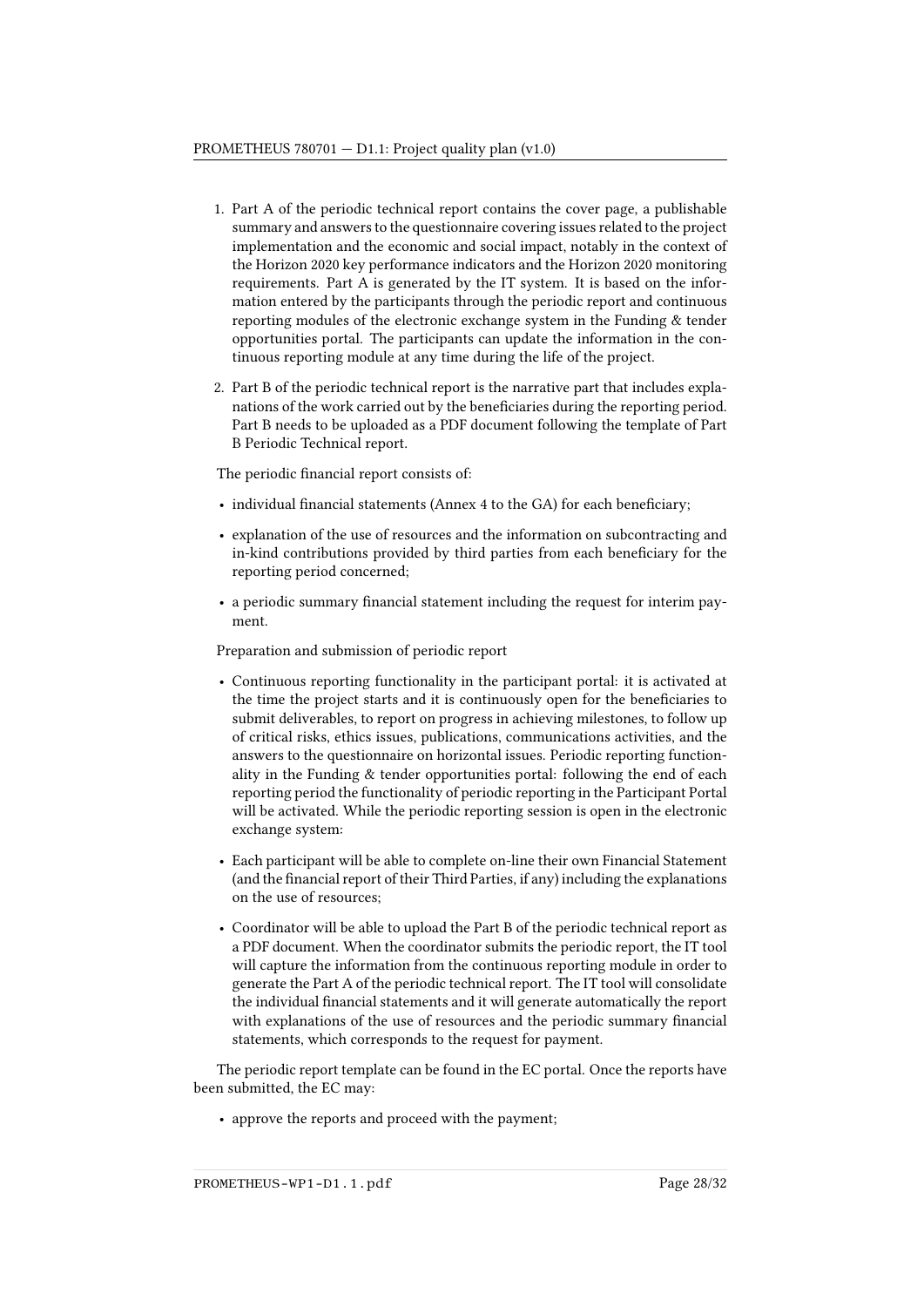1. Part A of the periodic technical report contains the cover page, a publishable summary and answers to the questionnaire covering issues related to the project implementation and the economic and social impact, notably in the context of the Horizon 2020 key performance indicators and the Horizon 2020 monitoring requirements. Part A is generated by the IT system. It is based on the information entered by the participants through the periodic report and continuous reporting modules of the electronic exchange system in the Funding & tender opportunities portal. The participants can update the information in the continuous reporting module at any time during the life of the project.

2. Part B of the periodic technical report is the narrative part that includes explanations of the work carried out by the beneficiaries during the reporting period. Part B needs to be uploaded as a PDF document following the template of Part B Periodic Technical report.

The periodic financial report consists of:

- individual financial statements (Annex 4 to the GA) for each beneficiary;
- explanation of the use of resources and the information on subcontracting and in-kind contributions provided by third parties from each beneficiary for the reporting period concerned;
- a periodic summary financial statement including the request for interim payment.

Preparation and submission of periodic report

- Continuous reporting functionality in the participant portal: it is activated at the time the project starts and it is continuously open for the beneficiaries to submit deliverables, to report on progress in achieving milestones, to follow up of critical risks, ethics issues, publications, communications activities, and the answers to the questionnaire on horizontal issues. Periodic reporting functionality in the Funding & tender opportunities portal: following the end of each reporting period the functionality of periodic reporting in the Participant Portal will be activated. While the periodic reporting session is open in the electronic exchange system:
- Each participant will be able to complete on-line their own Financial Statement (and the financial report of their Third Parties, if any) including the explanations on the use of resources;
- Coordinator will be able to upload the Part B of the periodic technical report as a PDF document. When the coordinator submits the periodic report, the IT tool will capture the information from the continuous reporting module in order to generate the Part A of the periodic technical report. The IT tool will consolidate the individual financial statements and it will generate automatically the report with explanations of the use of resources and the periodic summary financial statements, which corresponds to the request for payment.

The periodic report template can be found in the EC portal. Once the reports have been submitted, the EC may:

- approve the reports and proceed with the payment;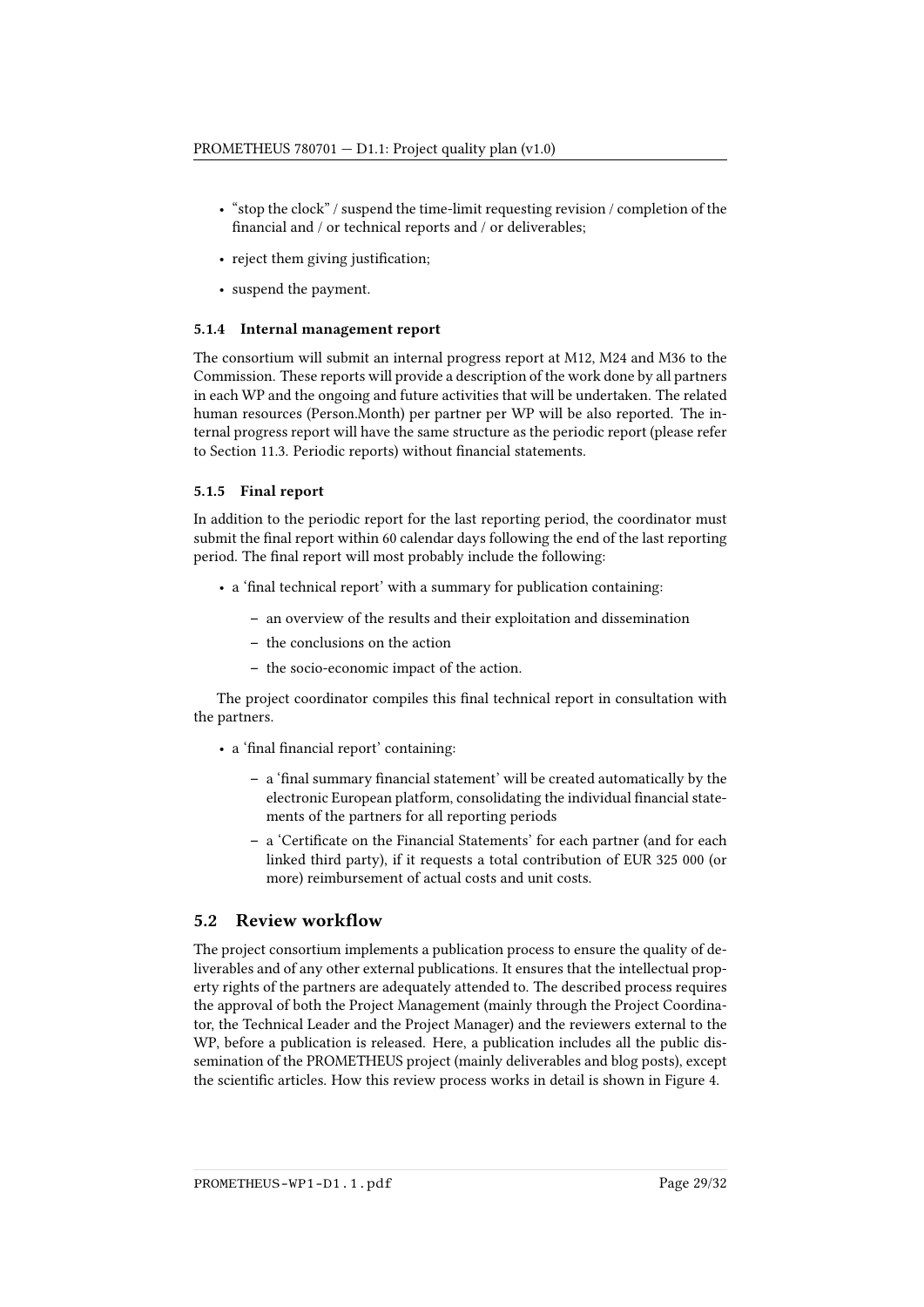- "stop the clock" / suspend the time-limit requesting revision / completion of the financial and / or technical reports and / or deliverables;
- reject them giving justification;
- suspend the payment.

#### 5.1.4 Internal management report

The consortium will submit an internal progress report at M12, M24 and M36 to the Commission. These reports will provide a description of the work done by all partners in each WP and the ongoing and future activities that will be undertaken. The related human resources (Person.Month) per partner per WP will be also reported. The internal progress report will have the same structure as the periodic report (please refer to Section 11.3. Periodic reports) without financial statements.

#### 5.1.5 Final report

In addition to the periodic report for the last reporting period, the coordinator must submit the final report within 60 calendar days following the end of the last reporting period. The final report will most probably include the following:

- a 'final technical report' with a summary for publication containing:
  - an overview of the results and their exploitation and dissemination
  - the conclusions on the action
  - the socio-economic impact of the action.

The project coordinator compiles this final technical report in consultation with the partners.

- a 'final financial report' containing:
  - a 'final summary financial statement' will be created automatically by the electronic European platform, consolidating the individual financial statements of the partners for all reporting periods
  - a 'Certificate on the Financial Statements' for each partner (and for each linked third party), if it requests a total contribution of EUR 325 000 (or more) reimbursement of actual costs and unit costs.

### 5.2 Review workflow

The project consortium implements a publication process to ensure the quality of deliverables and of any other external publications. It ensures that the intellectual property rights of the partners are adequately attended to. The described process requires the approval of both the Project Management (mainly through the Project Coordinator, the Technical Leader and the Project Manager) and the reviewers external to the WP, before a publication is released. Here, a publication includes all the public dissemination of the PROMETHEUS project (mainly deliverables and blog posts), except the scientific articles. How this review process works in detail is shown in Figure 4.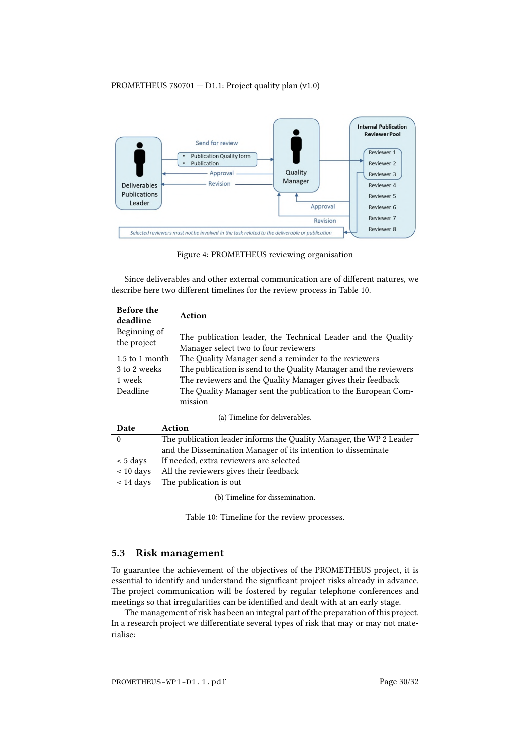Figure 4: PROMETHEUS reviewing organisation

Since deliverables and other external communication are of different natures, we describe here two different timelines for the review process in Table 10.

| Before the deadline | Action |
| --- | --- |
| Beginning of the project | The publication leader, the Technical Leader and the Quality Manager select two to four reviewers |
| 1.5 to 1 month | The Quality Manager send a reminder to the reviewers |
| 3 to 2 weeks | The publication is send to the Quality Manager and the reviewers |
| 1 week | The reviewers and the Quality Manager gives their feedback |
| Deadline | The Quality Manager sent the publication to the European Commission |

(a) Timeline for deliverables.

| Date | Action |
| --- | --- |
| 0 | The publication leader informs the Quality Manager, the WP 2 Leader and the Dissemination Manager of its intention to disseminate |
| < 5 days | If needed, extra reviewers are selected |
| < 10 days | All the reviewers gives their feedback |
| < 14 days | The publication is out |

(b) Timeline for dissemination.

Table 10: Timeline for the review processes.

## 5.3 Risk management

To guarantee the achievement of the objectives of the PROMETHEUS project, it is essential to identify and understand the significant project risks already in advance. The project communication will be fostered by regular telephone conferences and meetings so that irregularities can be identified and dealt with at an early stage.

The management of risk has been an integral part of the preparation of this project. In a research project we differentiate several types of risk that may or may not materialise: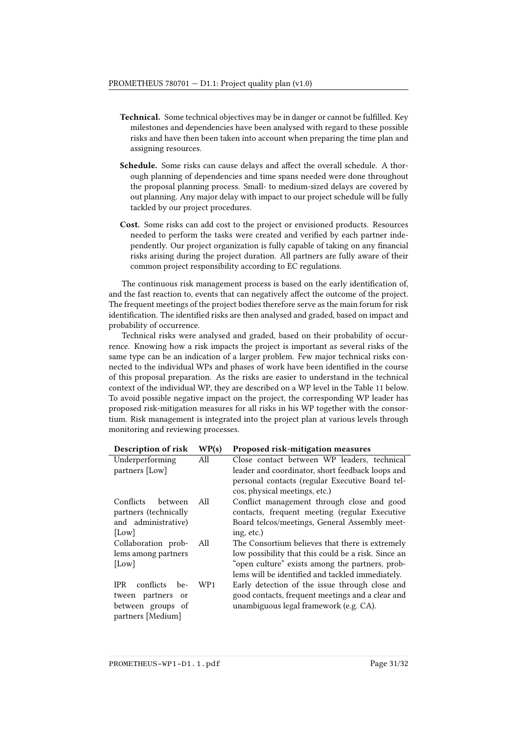- **Technical.** Some technical objectives may be in danger or cannot be fulfilled. Key milestones and dependencies have been analysed with regard to these possible risks and have then been taken into account when preparing the time plan and assigning resources.
- **Schedule.** Some risks can cause delays and affect the overall schedule. A thorough planning of dependencies and time spans needed were done throughout the proposal planning process. Small- to medium-sized delays are covered by out planning. Any major delay with impact to our project schedule will be fully tackled by our project procedures.
- **Cost.** Some risks can add cost to the project or envisioned products. Resources needed to perform the tasks were created and verified by each partner independently. Our project organization is fully capable of taking on any financial risks arising during the project duration. All partners are fully aware of their common project responsibility according to EC regulations.

The continuous risk management process is based on the early identification of, and the fast reaction to, events that can negatively affect the outcome of the project. The frequent meetings of the project bodies therefore serve as the main forum for risk identification. The identified risks are then analysed and graded, based on impact and probability of occurrence.

Technical risks were analysed and graded, based on their probability of occurrence. Knowing how a risk impacts the project is important as several risks of the same type can be an indication of a larger problem. Few major technical risks connected to the individual WPs and phases of work have been identified in the course of this proposal preparation. As the risks are easier to understand in the technical context of the individual WP, they are described on a WP level in the Table 11 below. To avoid possible negative impact on the project, the corresponding WP leader has proposed risk-mitigation measures for all risks in his WP together with the consortium. Risk management is integrated into the project plan at various levels through monitoring and reviewing processes.

| Description of risk | WP(s) | Proposed risk-mitigation measures |
|---|---|---|
| Underperforming partners [Low] | All | Close contact between WP leaders, technical leader and coordinator, short feedback loops and personal contacts (regular Executive Board telcos, physical meetings, etc.) |
| Conflicts between partners (technically and administrative) [Low] | All | Conflict management through close and good contacts, frequent meeting (regular Executive Board telcos/meetings, General Assembly meeting, etc.) |
| Collaboration problems among partners [Low] | All | The Consortium believes that there is extremely low possibility that this could be a risk. Since an "open culture" exists among the partners, problems will be identified and tackled immediately. |
| IPR conflicts between partners or between groups of partners [Medium] | WP1 | Early detection of the issue through close and good contacts, frequent meetings and a clear and unambiguous legal framework (e.g. CA). |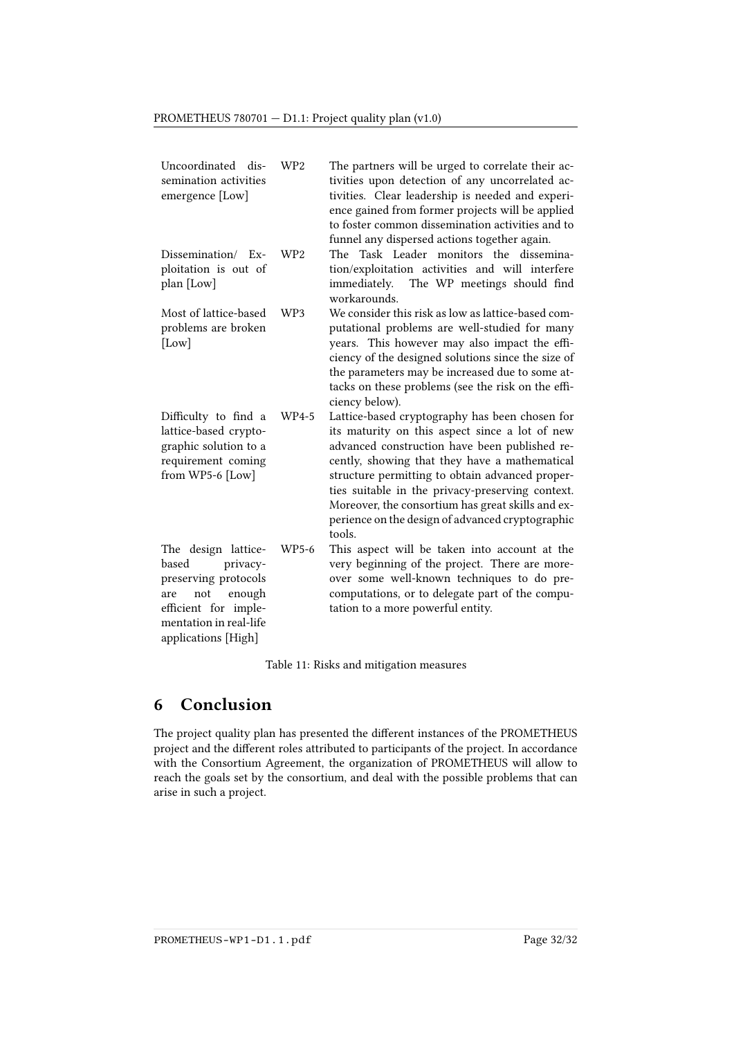| | | |
|---|---|---|
| Uncoordinated dissemination activities emergence [Low] | WP2 | The partners will be urged to correlate their activities upon detection of any uncorrelated activities. Clear leadership is needed and experience gained from former projects will be applied to foster common dissemination activities and to funnel any dispersed actions together again. |
| Dissemination/ Exploitation is out of plan [Low] | WP2 | The Task Leader monitors the dissemination/exploitation activities and will interfere immediately. The WP meetings should find workarounds. |
| Most of lattice-based problems are broken [Low] | WP3 | We consider this risk as low as lattice-based computational problems are well-studied for many years. This however may also impact the efficiency of the designed solutions since the size of the parameters may be increased due to some attacks on these problems (see the risk on the efficiency below). |
| Difficulty to find a lattice-based cryptographic solution to a requirement coming from WP5-6 [Low] | WP4-5 | Lattice-based cryptography has been chosen for its maturity on this aspect since a lot of new advanced construction have been published recently, showing that they have a mathematical structure permitting to obtain advanced properties suitable in the privacy-preserving context. Moreover, the consortium has great skills and experience on the design of advanced cryptographic tools. |
| The design lattice-based privacy-preserving protocols are not enough efficient for implementation in real-life applications [High] | WP5-6 | This aspect will be taken into account at the very beginning of the project. There are moreover some well-known techniques to do precomputations, or to delegate part of the computation to a more powerful entity. |

Table 11: Risks and mitigation measures

# 6 Conclusion

The project quality plan has presented the different instances of the PROMETHEUS project and the different roles attributed to participants of the project. In accordance with the Consortium Agreement, the organization of PROMETHEUS will allow to reach the goals set by the consortium, and deal with the possible problems that can arise in such a project.